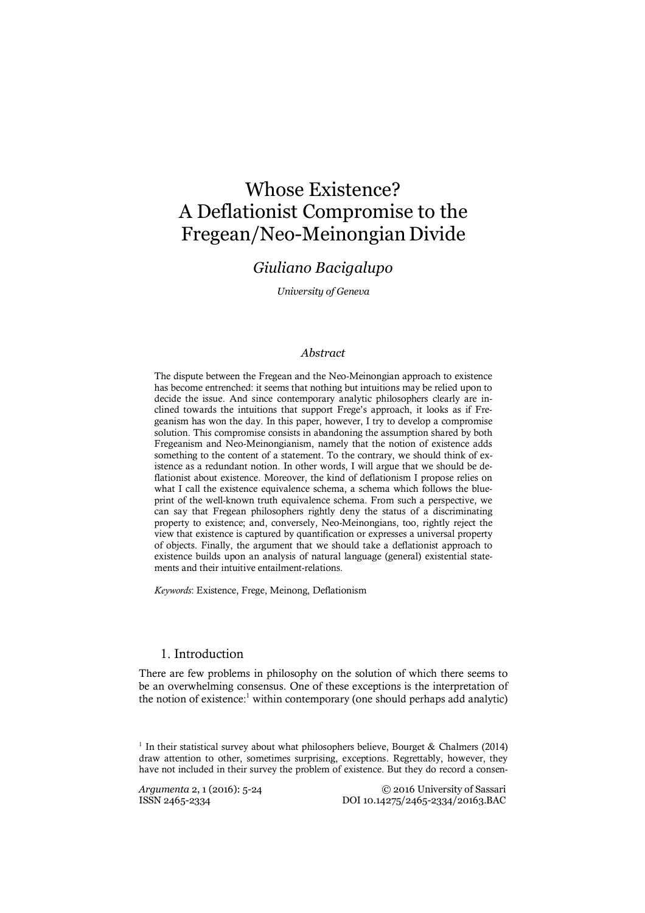# Whose Existence? A Deflationist Compromise to the Fregean/Neo-Meinongian Divide

*Giuliano Bacigalupo*

*University of Geneva*

### Abstract

The dispute between the Fregean and the Neo-Meinongian approach to existence has become entrenched: it seems that nothing but intuitions may be relied upon to decide the issue. And since contemporary analytic philosophers clearly are inclined towards the intuitions that support Frege's approach, it looks as if Fregeanism has won the day. In this paper, however, I try to develop a compromise solution. This compromise consists in abandoning the assumption shared by both Fregeanism and Neo-Meinongianism, namely that the notion of existence adds something to the content of a statement. To the contrary, we should think of existence as a redundant notion. In other words, I will argue that we should be deflationist about existence. Moreover, the kind of deflationism I propose relies on what I call the existence equivalence schema, a schema which follows the blueprint of the well-known truth equivalence schema. From such a perspective, we can say that Fregean philosophers rightly deny the status of a discriminating property to existence; and, conversely, Neo-Meinongians, too, rightly reject the view that existence is captured by quantification or expresses a universal property of objects. Finally, the argument that we should take a deflationist approach to existence builds upon an analysis of natural language (general) existential statements and their intuitive entailment-relations.

*Keywords*: Existence, Frege, Meinong, Deflationism

## 1. Introduction

There are few problems in philosophy on the solution of which there seems to be an overwhelming consensus. One of these exceptions is the interpretation of the notion of existence:[1] within contemporary (one should perhaps add analytic)

[1] In their statistical survey about what philosophers believe, Bourget & Chalmers (2014) draw attention to other, sometimes surprising, exceptions. Regrettably, however, they have not included in their survey the problem of existence. But they do record a consen-

*Argumenta* 2, 1 (2016): 5-24 © 2016 University of Sassari
ISSN 2465-2334 DOI 10.14275/2465-2334/20163.BAC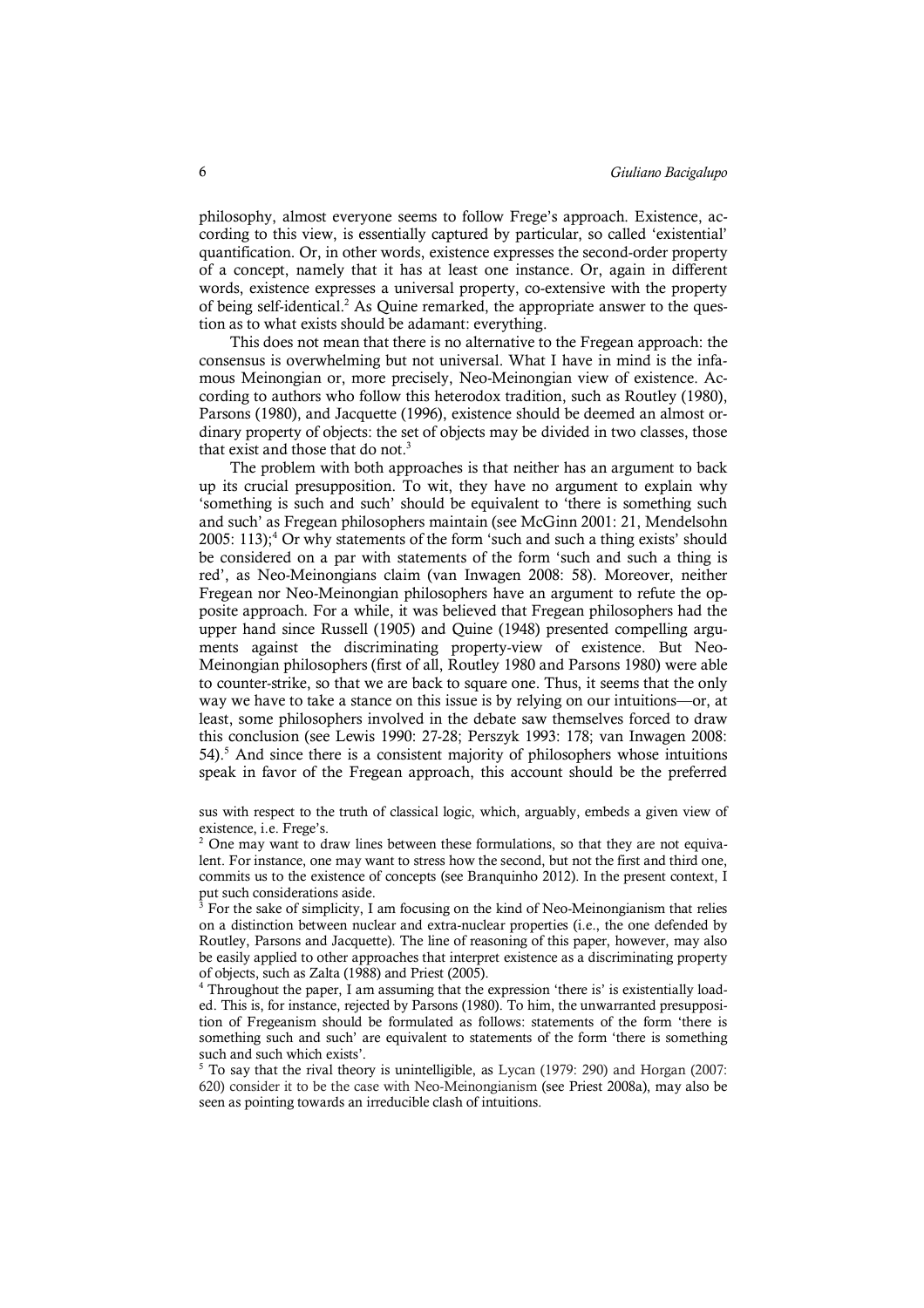philosophy, almost everyone seems to follow Frege's approach. Existence, according to this view, is essentially captured by particular, so called 'existential' quantification. Or, in other words, existence expresses the second-order property of a concept, namely that it has at least one instance. Or, again in different words, existence expresses a universal property, co-extensive with the property of being self-identical.[2] As Quine remarked, the appropriate answer to the question as to what exists should be adamant: everything.

This does not mean that there is no alternative to the Fregean approach: the consensus is overwhelming but not universal. What I have in mind is the infamous Meinongian or, more precisely, Neo-Meinongian view of existence. According to authors who follow this heterodox tradition, such as Routley (1980), Parsons (1980), and Jacquette (1996), existence should be deemed an almost ordinary property of objects: the set of objects may be divided in two classes, those that exist and those that do not.[3]

The problem with both approaches is that neither has an argument to back up its crucial presupposition. To wit, they have no argument to explain why 'something is such and such' should be equivalent to 'there is something such and such' as Fregean philosophers maintain (see McGinn 2001: 21, Mendelsohn 2005: 113);[4] Or why statements of the form 'such and such a thing exists' should be considered on a par with statements of the form 'such and such a thing is red', as Neo-Meinongians claim (van Inwagen 2008: 58). Moreover, neither Fregean nor Neo-Meinongian philosophers have an argument to refute the opposite approach. For a while, it was believed that Fregean philosophers had the upper hand since Russell (1905) and Quine (1948) presented compelling arguments against the discriminating property-view of existence. But Neo-Meinongian philosophers (first of all, Routley 1980 and Parsons 1980) were able to counter-strike, so that we are back to square one. Thus, it seems that the only way we have to take a stance on this issue is by relying on our intuitions—or, at least, some philosophers involved in the debate saw themselves forced to draw this conclusion (see Lewis 1990: 27-28; Perszyk 1993: 178; van Inwagen 2008: 54).[5] And since there is a consistent majority of philosophers whose intuitions speak in favor of the Fregean approach, this account should be the preferred

sus with respect to the truth of classical logic, which, arguably, embeds a given view of existence, i.e. Frege's.

[2] One may want to draw lines between these formulations, so that they are not equivalent. For instance, one may want to stress how the second, but not the first and third one, commits us to the existence of concepts (see Branquinho 2012). In the present context, I put such considerations aside.

[3] For the sake of simplicity, I am focusing on the kind of Neo-Meinongianism that relies on a distinction between nuclear and extra-nuclear properties (i.e., the one defended by Routley, Parsons and Jacquette). The line of reasoning of this paper, however, may also be easily applied to other approaches that interpret existence as a discriminating property of objects, such as Zalta (1988) and Priest (2005).

[4] Throughout the paper, I am assuming that the expression 'there is' is existentially loaded. This is, for instance, rejected by Parsons (1980). To him, the unwarranted presupposition of Fregeanism should be formulated as follows: statements of the form 'there is something such and such' are equivalent to statements of the form 'there is something such and such which exists'.

[5] To say that the rival theory is unintelligible, as Lycan (1979: 290) and Horgan (2007: 620) consider it to be the case with Neo-Meinongianism (see Priest 2008a), may also be seen as pointing towards an irreducible clash of intuitions.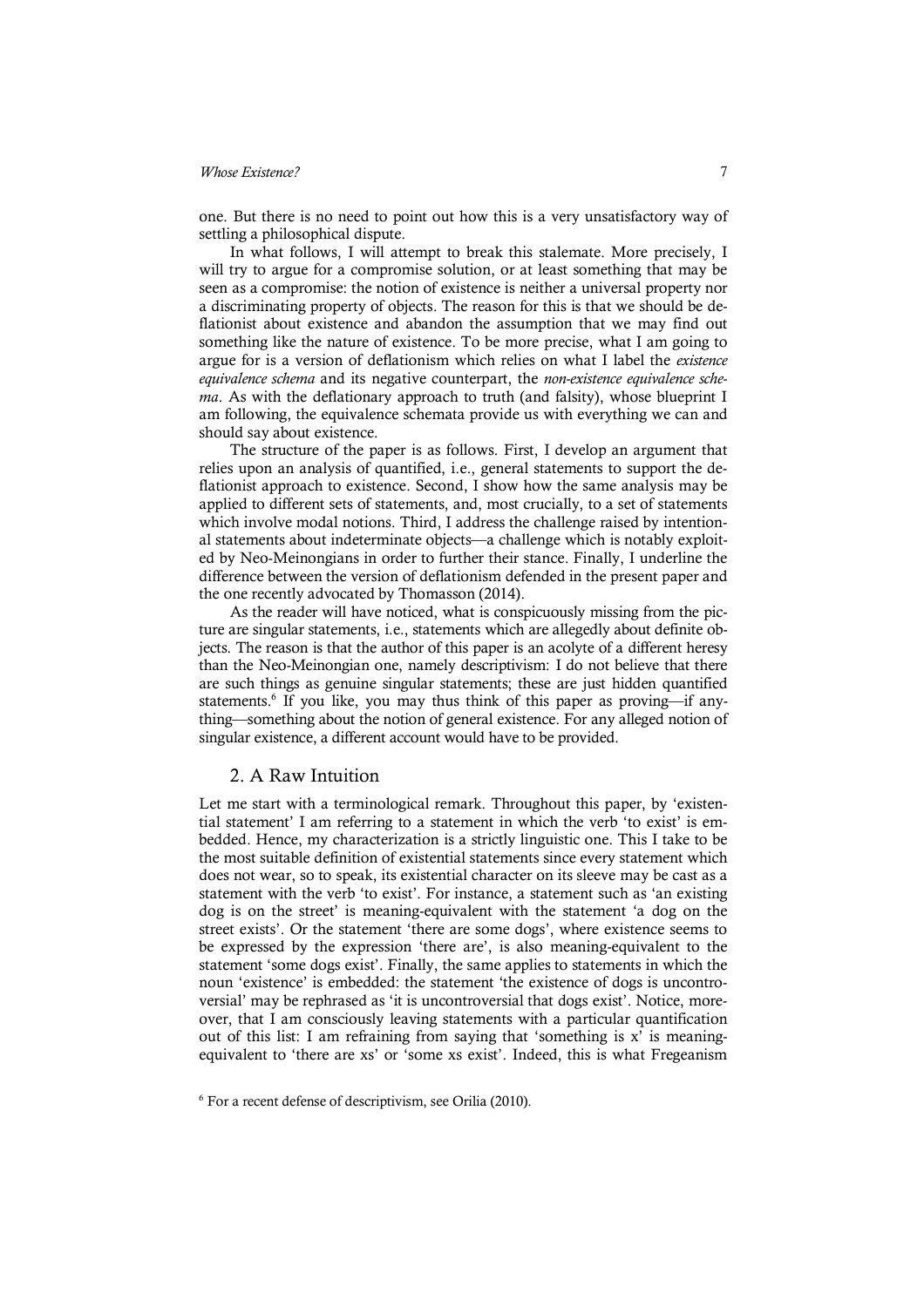one. But there is no need to point out how this is a very unsatisfactory way of settling a philosophical dispute.

In what follows, I will attempt to break this stalemate. More precisely, I will try to argue for a compromise solution, or at least something that may be seen as a compromise: the notion of existence is neither a universal property nor a discriminating property of objects. The reason for this is that we should be deflationist about existence and abandon the assumption that we may find out something like the nature of existence. To be more precise, what I am going to argue for is a version of deflationism which relies on what I label the *existence equivalence schema* and its negative counterpart, the *non-existence equivalence schema*. As with the deflationary approach to truth (and falsity), whose blueprint I am following, the equivalence schemata provide us with everything we can and should say about existence.

The structure of the paper is as follows. First, I develop an argument that relies upon an analysis of quantified, i.e., general statements to support the deflationist approach to existence. Second, I show how the same analysis may be applied to different sets of statements, and, most crucially, to a set of statements which involve modal notions. Third, I address the challenge raised by intentional statements about indeterminate objects—a challenge which is notably exploited by Neo-Meinongians in order to further their stance. Finally, I underline the difference between the version of deflationism defended in the present paper and the one recently advocated by Thomasson (2014).

As the reader will have noticed, what is conspicuously missing from the picture are singular statements, i.e., statements which are allegedly about definite objects. The reason is that the author of this paper is an acolyte of a different heresy than the Neo-Meinongian one, namely descriptivism: I do not believe that there are such things as genuine singular statements; these are just hidden quantified statements.[6] If you like, you may thus think of this paper as proving—if anything—something about the notion of general existence. For any alleged notion of singular existence, a different account would have to be provided.

## 2. A Raw Intuition

Let me start with a terminological remark. Throughout this paper, by 'existential statement' I am referring to a statement in which the verb 'to exist' is embedded. Hence, my characterization is a strictly linguistic one. This I take to be the most suitable definition of existential statements since every statement which does not wear, so to speak, its existential character on its sleeve may be cast as a statement with the verb 'to exist'. For instance, a statement such as 'an existing dog is on the street' is meaning-equivalent with the statement 'a dog on the street exists'. Or the statement 'there are some dogs', where existence seems to be expressed by the expression 'there are', is also meaning-equivalent to the statement 'some dogs exist'. Finally, the same applies to statements in which the noun 'existence' is embedded: the statement 'the existence of dogs is uncontroversial' may be rephrased as 'it is uncontroversial that dogs exist'. Notice, moreover, that I am consciously leaving statements with a particular quantification out of this list: I am refraining from saying that 'something is x' is meaning-equivalent to 'there are xs' or 'some xs exist'. Indeed, this is what Fregeanism

[6] For a recent defense of descriptivism, see Orilia (2010).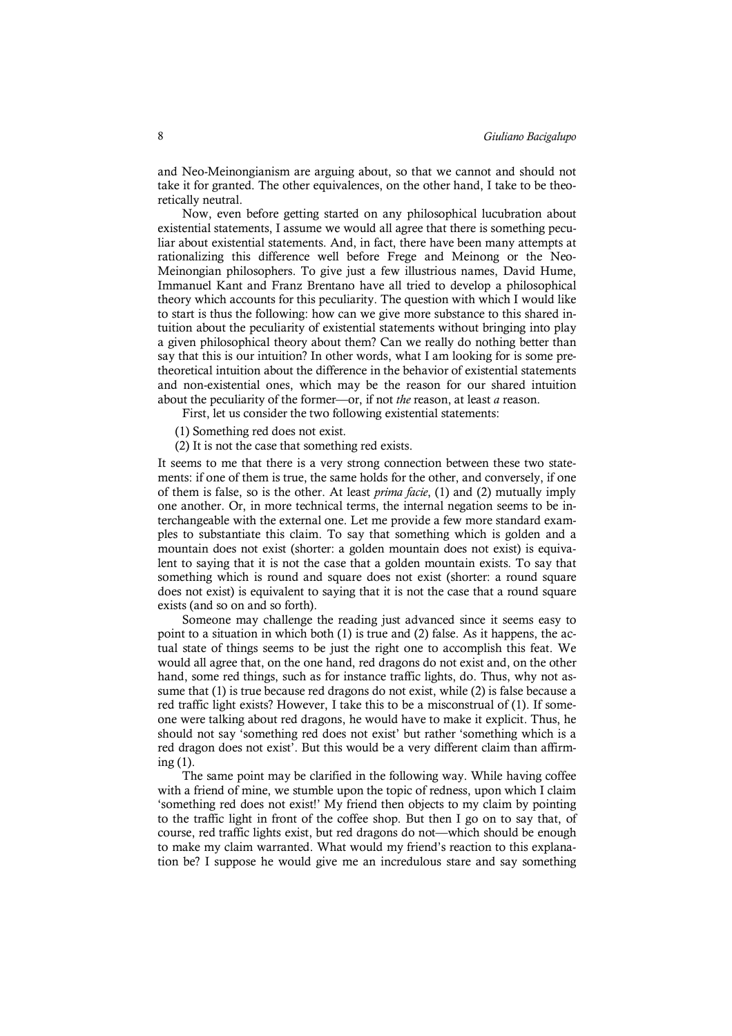and Neo-Meinongianism are arguing about, so that we cannot and should not take it for granted. The other equivalences, on the other hand, I take to be theoretically neutral.

Now, even before getting started on any philosophical lucubration about existential statements, I assume we would all agree that there is something peculiar about existential statements. And, in fact, there have been many attempts at rationalizing this difference well before Frege and Meinong or the Neo-Meinongian philosophers. To give just a few illustrious names, David Hume, Immanuel Kant and Franz Brentano have all tried to develop a philosophical theory which accounts for this peculiarity. The question with which I would like to start is thus the following: how can we give more substance to this shared intuition about the peculiarity of existential statements without bringing into play a given philosophical theory about them? Can we really do nothing better than say that this is our intuition? In other words, what I am looking for is some pre-theoretical intuition about the difference in the behavior of existential statements and non-existential ones, which may be the reason for our shared intuition about the peculiarity of the former—or, if not *the* reason, at least *a* reason.

First, let us consider the two following existential statements:

(1) Something red does not exist.

(2) It is not the case that something red exists.

It seems to me that there is a very strong connection between these two statements: if one of them is true, the same holds for the other, and conversely, if one of them is false, so is the other. At least *prima facie*, (1) and (2) mutually imply one another. Or, in more technical terms, the internal negation seems to be interchangeable with the external one. Let me provide a few more standard examples to substantiate this claim. To say that something which is golden and a mountain does not exist (shorter: a golden mountain does not exist) is equivalent to saying that it is not the case that a golden mountain exists. To say that something which is round and square does not exist (shorter: a round square does not exist) is equivalent to saying that it is not the case that a round square exists (and so on and so forth).

Someone may challenge the reading just advanced since it seems easy to point to a situation in which both (1) is true and (2) false. As it happens, the actual state of things seems to be just the right one to accomplish this feat. We would all agree that, on the one hand, red dragons do not exist and, on the other hand, some red things, such as for instance traffic lights, do. Thus, why not assume that (1) is true because red dragons do not exist, while (2) is false because a red traffic light exists? However, I take this to be a misconstrual of (1). If someone were talking about red dragons, he would have to make it explicit. Thus, he should not say 'something red does not exist' but rather 'something which is a red dragon does not exist'. But this would be a very different claim than affirming (1).

The same point may be clarified in the following way. While having coffee with a friend of mine, we stumble upon the topic of redness, upon which I claim 'something red does not exist!' My friend then objects to my claim by pointing to the traffic light in front of the coffee shop. But then I go on to say that, of course, red traffic lights exist, but red dragons do not—which should be enough to make my claim warranted. What would my friend's reaction to this explanation be? I suppose he would give me an incredulous stare and say something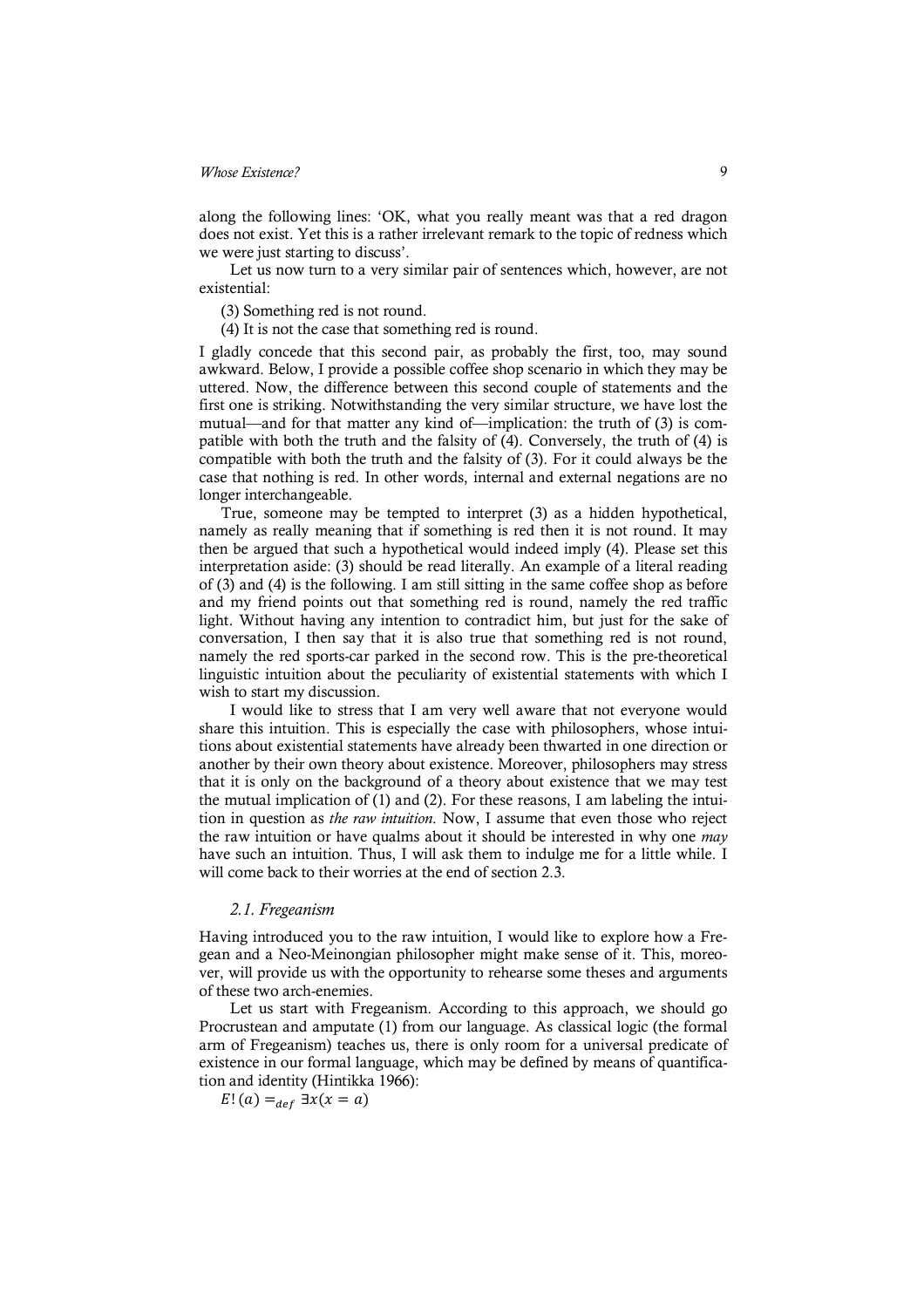along the following lines: 'OK, what you really meant was that a red dragon does not exist. Yet this is a rather irrelevant remark to the topic of redness which we were just starting to discuss'.

Let us now turn to a very similar pair of sentences which, however, are not existential:

(3) Something red is not round.

(4) It is not the case that something red is round.

I gladly concede that this second pair, as probably the first, too, may sound awkward. Below, I provide a possible coffee shop scenario in which they may be uttered. Now, the difference between this second couple of statements and the first one is striking. Notwithstanding the very similar structure, we have lost the mutual—and for that matter any kind of—implication: the truth of (3) is compatible with both the truth and the falsity of (4). Conversely, the truth of (4) is compatible with both the truth and the falsity of (3). For it could always be the case that nothing is red. In other words, internal and external negations are no longer interchangeable.

True, someone may be tempted to interpret (3) as a hidden hypothetical, namely as really meaning that if something is red then it is not round. It may then be argued that such a hypothetical would indeed imply (4). Please set this interpretation aside: (3) should be read literally. An example of a literal reading of (3) and (4) is the following. I am still sitting in the same coffee shop as before and my friend points out that something red is round, namely the red traffic light. Without having any intention to contradict him, but just for the sake of conversation, I then say that it is also true that something red is not round, namely the red sports-car parked in the second row. This is the pre-theoretical linguistic intuition about the peculiarity of existential statements with which I wish to start my discussion.

I would like to stress that I am very well aware that not everyone would share this intuition. This is especially the case with philosophers, whose intuitions about existential statements have already been thwarted in one direction or another by their own theory about existence. Moreover, philosophers may stress that it is only on the background of a theory about existence that we may test the mutual implication of (1) and (2). For these reasons, I am labeling the intuition in question as *the raw intuition.* Now, I assume that even those who reject the raw intuition or have qualms about it should be interested in why one *may* have such an intuition. Thus, I will ask them to indulge me for a little while. I will come back to their worries at the end of section 2.3.

### *2.1. Fregeanism*

Having introduced you to the raw intuition, I would like to explore how a Fregean and a Neo-Meinongian philosopher might make sense of it. This, moreover, will provide us with the opportunity to rehearse some theses and arguments of these two arch-enemies.

Let us start with Fregeanism. According to this approach, we should go Procrustean and amputate (1) from our language. As classical logic (the formal arm of Fregeanism) teaches us, there is only room for a universal predicate of existence in our formal language, which may be defined by means of quantification and identity (Hintikka 1966):

$E!(a) =_{def} \exists x(x = a)$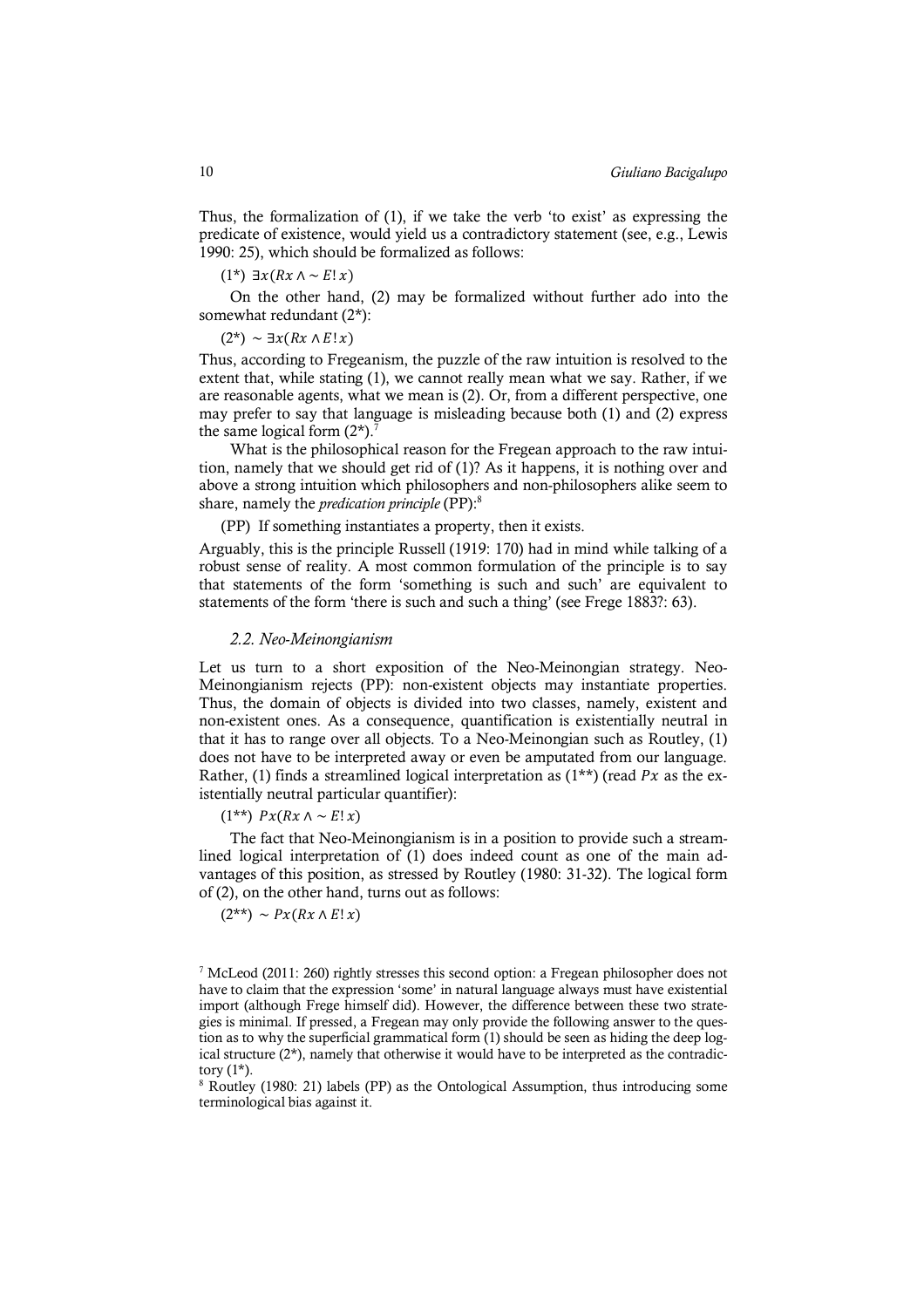Thus, the formalization of (1), if we take the verb 'to exist' as expressing the predicate of existence, would yield us a contradictory statement (see, e.g., Lewis 1990: 25), which should be formalized as follows:

(1*) $\exists x(Rx \wedge \sim E!x)$

On the other hand, (2) may be formalized without further ado into the somewhat redundant (2*):

(2*) $\sim \exists x(Rx \wedge E!x)$

Thus, according to Fregeanism, the puzzle of the raw intuition is resolved to the extent that, while stating (1), we cannot really mean what we say. Rather, if we are reasonable agents, what we mean is (2). Or, from a different perspective, one may prefer to say that language is misleading because both (1) and (2) express the same logical form (2*).[7]

What is the philosophical reason for the Fregean approach to the raw intuition, namely that we should get rid of (1)? As it happens, it is nothing over and above a strong intuition which philosophers and non-philosophers alike seem to share, namely the *predication principle* (PP):[8]

(PP) If something instantiates a property, then it exists.

Arguably, this is the principle Russell (1919: 170) had in mind while talking of a robust sense of reality. A most common formulation of the principle is to say that statements of the form 'something is such and such' are equivalent to statements of the form 'there is such and such a thing' (see Frege 1883?: 63).

### *2.2. Neo-Meinongianism*

Let us turn to a short exposition of the Neo-Meinongian strategy. Neo-Meinongianism rejects (PP): non-existent objects may instantiate properties. Thus, the domain of objects is divided into two classes, namely, existent and non-existent ones. As a consequence, quantification is existentially neutral in that it has to range over all objects. To a Neo-Meinongian such as Routley, (1) does not have to be interpreted away or even be amputated from our language. Rather, (1) finds a streamlined logical interpretation as (1**) (read $Px$ as the existentially neutral particular quantifier):

(1**) $Px(Rx \wedge \sim E!x)$

The fact that Neo-Meinongianism is in a position to provide such a streamlined logical interpretation of (1) does indeed count as one of the main advantages of this position, as stressed by Routley (1980: 31-32). The logical form of (2), on the other hand, turns out as follows:

(2**) $\sim Px(Rx \wedge E!x)$

---

[7] McLeod (2011: 260) rightly stresses this second option: a Fregean philosopher does not have to claim that the expression 'some' in natural language always must have existential import (although Frege himself did). However, the difference between these two strategies is minimal. If pressed, a Fregean may only provide the following answer to the question as to why the superficial grammatical form (1) should be seen as hiding the deep logical structure (2*), namely that otherwise it would have to be interpreted as the contradictory (1*).

[8] Routley (1980: 21) labels (PP) as the Ontological Assumption, thus introducing some terminological bias against it.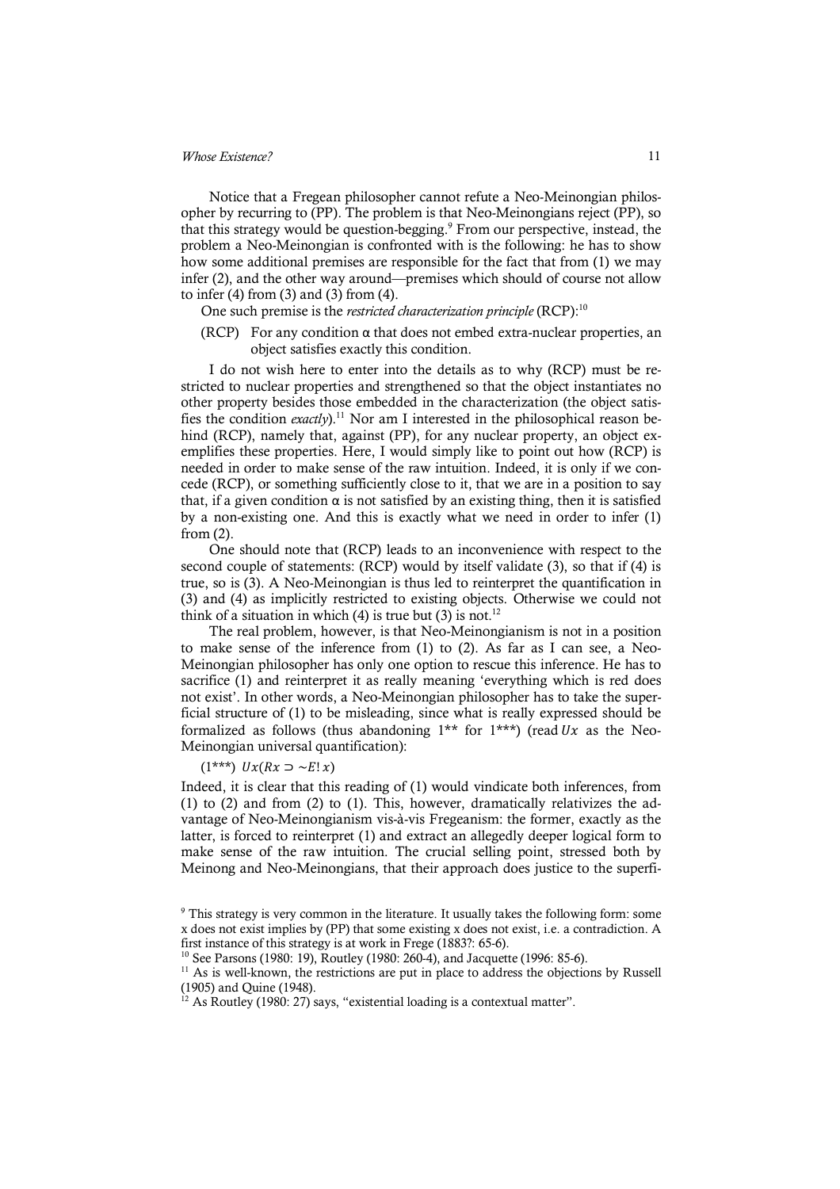Notice that a Fregean philosopher cannot refute a Neo-Meinongian philosopher by recurring to (PP). The problem is that Neo-Meinongians reject (PP), so that this strategy would be question-begging.[9] From our perspective, instead, the problem a Neo-Meinongian is confronted with is the following: he has to show how some additional premises are responsible for the fact that from (1) we may infer (2), and the other way around—premises which should of course not allow to infer (4) from (3) and (3) from (4).

One such premise is the *restricted characterization principle* (RCP):[10]

(RCP) For any condition α that does not embed extra-nuclear properties, an object satisfies exactly this condition.

I do not wish here to enter into the details as to why (RCP) must be restricted to nuclear properties and strengthened so that the object instantiates no other property besides those embedded in the characterization (the object satisfies the condition *exactly*).[11] Nor am I interested in the philosophical reason behind (RCP), namely that, against (PP), for any nuclear property, an object exemplifies these properties. Here, I would simply like to point out how (RCP) is needed in order to make sense of the raw intuition. Indeed, it is only if we concede (RCP), or something sufficiently close to it, that we are in a position to say that, if a given condition α is not satisfied by an existing thing, then it is satisfied by a non-existing one. And this is exactly what we need in order to infer (1) from (2).

One should note that (RCP) leads to an inconvenience with respect to the second couple of statements: (RCP) would by itself validate (3), so that if (4) is true, so is (3). A Neo-Meinongian is thus led to reinterpret the quantification in (3) and (4) as implicitly restricted to existing objects. Otherwise we could not think of a situation in which (4) is true but (3) is not.[12]

The real problem, however, is that Neo-Meinongianism is not in a position to make sense of the inference from (1) to (2). As far as I can see, a Neo-Meinongian philosopher has only one option to rescue this inference. He has to sacrifice (1) and reinterpret it as really meaning 'everything which is red does not exist'. In other words, a Neo-Meinongian philosopher has to take the superficial structure of (1) to be misleading, since what is really expressed should be formalized as follows (thus abandoning 1** for 1***) (read $Ux$ as the Neo-Meinongian universal quantification):

(1***) $Ux(Rx \supset {\sim}E!\,x)$

Indeed, it is clear that this reading of (1) would vindicate both inferences, from (1) to (2) and from (2) to (1). This, however, dramatically relativizes the advantage of Neo-Meinongianism vis-à-vis Fregeanism: the former, exactly as the latter, is forced to reinterpret (1) and extract an allegedly deeper logical form to make sense of the raw intuition. The crucial selling point, stressed both by Meinong and Neo-Meinongians, that their approach does justice to the superfi-

---

[9] This strategy is very common in the literature. It usually takes the following form: some x does not exist implies by (PP) that some existing x does not exist, i.e. a contradiction. A first instance of this strategy is at work in Frege (1883?: 65-6).

[10] See Parsons (1980: 19), Routley (1980: 260-4), and Jacquette (1996: 85-6).

[11] As is well-known, the restrictions are put in place to address the objections by Russell (1905) and Quine (1948).

[12] As Routley (1980: 27) says, "existential loading is a contextual matter".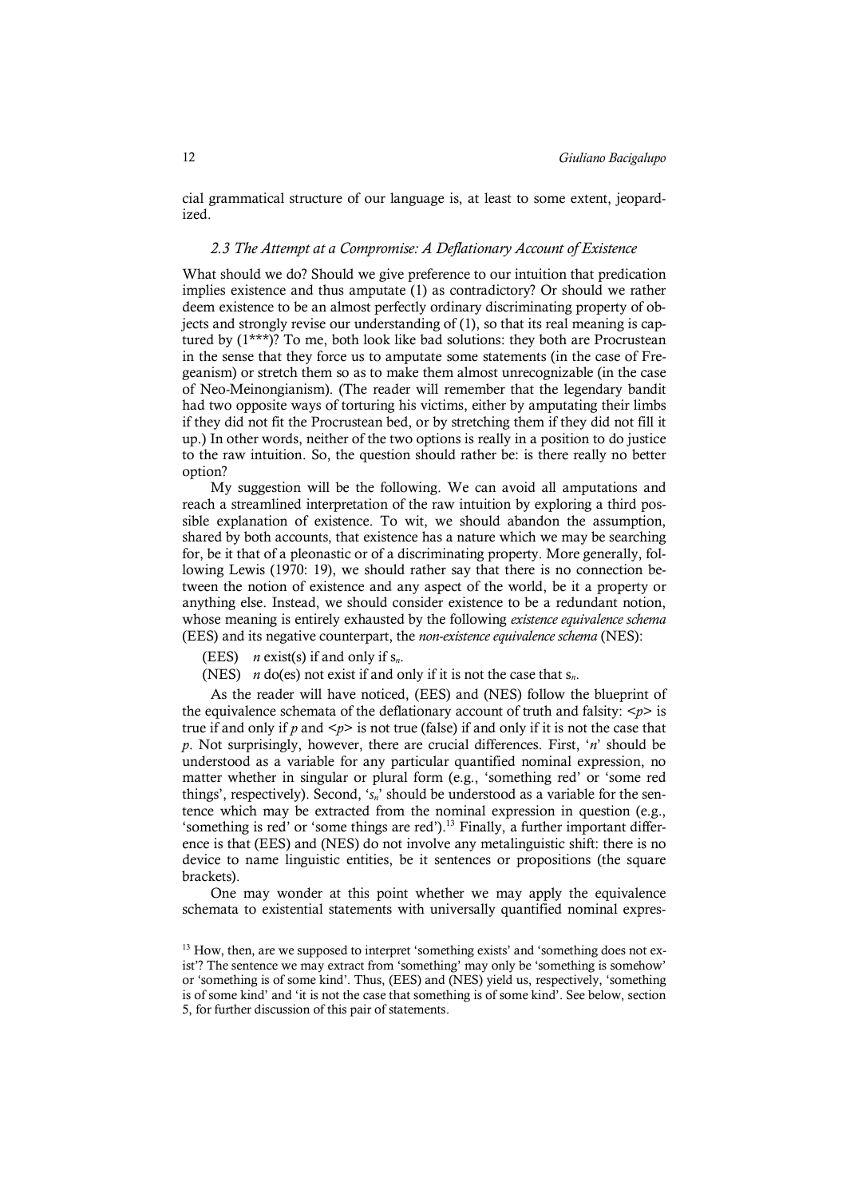cial grammatical structure of our language is, at least to some extent, jeopardized.

### *2.3 The Attempt at a Compromise: A Deflationary Account of Existence*

What should we do? Should we give preference to our intuition that predication implies existence and thus amputate (1) as contradictory? Or should we rather deem existence to be an almost perfectly ordinary discriminating property of objects and strongly revise our understanding of (1), so that its real meaning is captured by (1***)? To me, both look like bad solutions: they both are Procrustean in the sense that they force us to amputate some statements (in the case of Fregeanism) or stretch them so as to make them almost unrecognizable (in the case of Neo-Meinongianism). (The reader will remember that the legendary bandit had two opposite ways of torturing his victims, either by amputating their limbs if they did not fit the Procrustean bed, or by stretching them if they did not fill it up.) In other words, neither of the two options is really in a position to do justice to the raw intuition. So, the question should rather be: is there really no better option?

My suggestion will be the following. We can avoid all amputations and reach a streamlined interpretation of the raw intuition by exploring a third possible explanation of existence. To wit, we should abandon the assumption, shared by both accounts, that existence has a nature which we may be searching for, be it that of a pleonastic or of a discriminating property. More generally, following Lewis (1970: 19), we should rather say that there is no connection between the notion of existence and any aspect of the world, be it a property or anything else. Instead, we should consider existence to be a redundant notion, whose meaning is entirely exhausted by the following *existence equivalence schema* (EES) and its negative counterpart, the *non-existence equivalence schema* (NES):

(EES) $n$ exist(s) if and only if $s_n$.

(NES) $n$ do(es) not exist if and only if it is not the case that $s_n$.

As the reader will have noticed, (EES) and (NES) follow the blueprint of the equivalence schemata of the deflationary account of truth and falsity: <*p*> is true if and only if *p* and <*p*> is not true (false) if and only if it is not the case that *p*. Not surprisingly, however, there are crucial differences. First, '*n*' should be understood as a variable for any particular quantified nominal expression, no matter whether in singular or plural form (e.g., 'something red' or 'some red things', respectively). Second, '$s_n$' should be understood as a variable for the sentence which may be extracted from the nominal expression in question (e.g., 'something is red' or 'some things are red').[13] Finally, a further important difference is that (EES) and (NES) do not involve any metalinguistic shift: there is no device to name linguistic entities, be it sentences or propositions (the square brackets).

One may wonder at this point whether we may apply the equivalence schemata to existential statements with universally quantified nominal expres-

[13] How, then, are we supposed to interpret 'something exists' and 'something does not exist'? The sentence we may extract from 'something' may only be 'something is somehow' or 'something is of some kind'. Thus, (EES) and (NES) yield us, respectively, 'something is of some kind' and 'it is not the case that something is of some kind'. See below, section 5, for further discussion of this pair of statements.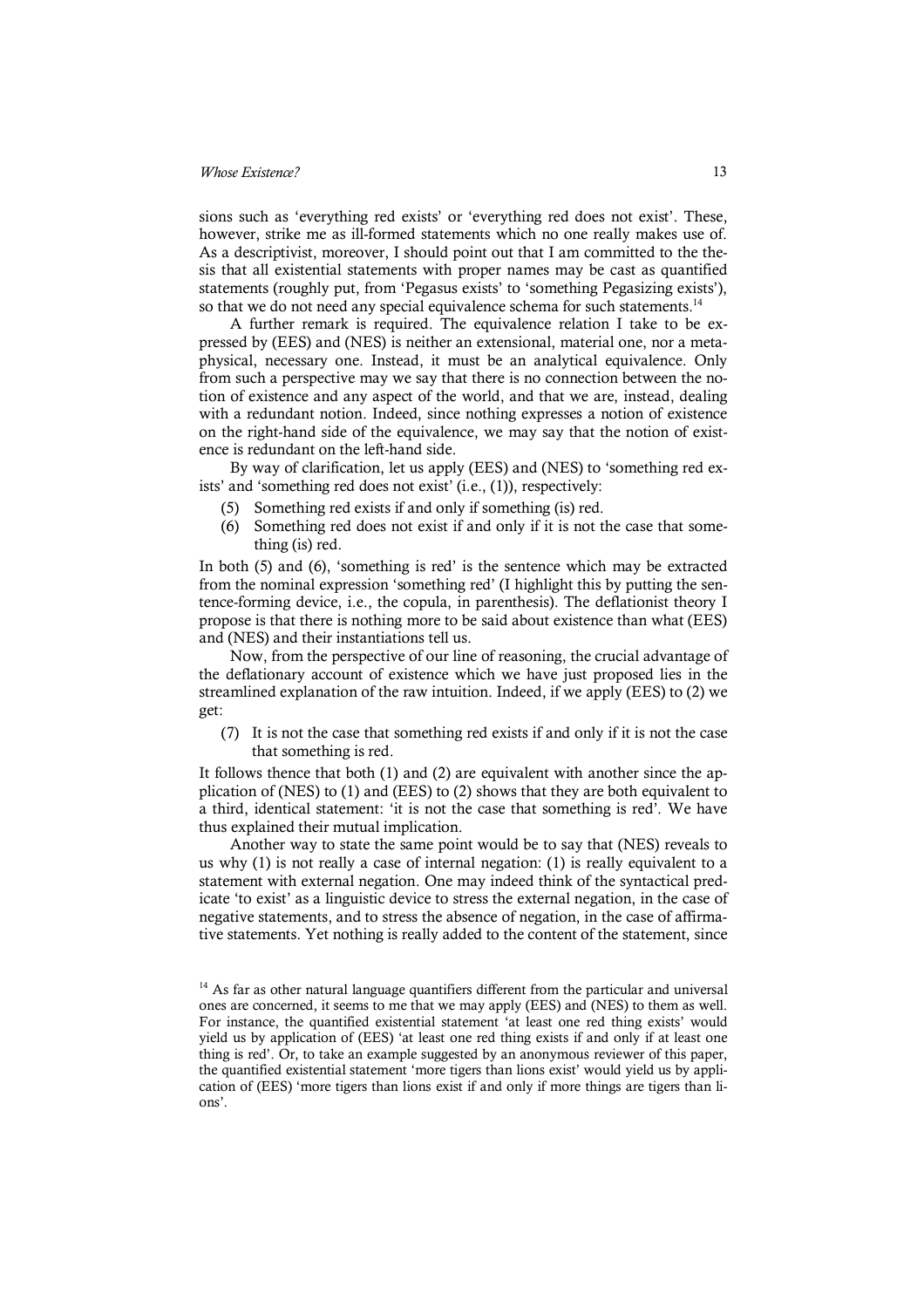sions such as 'everything red exists' or 'everything red does not exist'. These, however, strike me as ill-formed statements which no one really makes use of. As a descriptivist, moreover, I should point out that I am committed to the thesis that all existential statements with proper names may be cast as quantified statements (roughly put, from 'Pegasus exists' to 'something Pegasizing exists'), so that we do not need any special equivalence schema for such statements.[14]

A further remark is required. The equivalence relation I take to be expressed by (EES) and (NES) is neither an extensional, material one, nor a metaphysical, necessary one. Instead, it must be an analytical equivalence. Only from such a perspective may we say that there is no connection between the notion of existence and any aspect of the world, and that we are, instead, dealing with a redundant notion. Indeed, since nothing expresses a notion of existence on the right-hand side of the equivalence, we may say that the notion of existence is redundant on the left-hand side.

By way of clarification, let us apply (EES) and (NES) to 'something red exists' and 'something red does not exist' (i.e., (1)), respectively:

(5) Something red exists if and only if something (is) red.

(6) Something red does not exist if and only if it is not the case that something (is) red.

In both (5) and (6), 'something is red' is the sentence which may be extracted from the nominal expression 'something red' (I highlight this by putting the sentence-forming device, i.e., the copula, in parenthesis). The deflationist theory I propose is that there is nothing more to be said about existence than what (EES) and (NES) and their instantiations tell us.

Now, from the perspective of our line of reasoning, the crucial advantage of the deflationary account of existence which we have just proposed lies in the streamlined explanation of the raw intuition. Indeed, if we apply (EES) to (2) we get:

(7) It is not the case that something red exists if and only if it is not the case that something is red.

It follows thence that both (1) and (2) are equivalent with another since the application of (NES) to (1) and (EES) to (2) shows that they are both equivalent to a third, identical statement: 'it is not the case that something is red'. We have thus explained their mutual implication.

Another way to state the same point would be to say that (NES) reveals to us why (1) is not really a case of internal negation: (1) is really equivalent to a statement with external negation. One may indeed think of the syntactical predicate 'to exist' as a linguistic device to stress the external negation, in the case of negative statements, and to stress the absence of negation, in the case of affirmative statements. Yet nothing is really added to the content of the statement, since

[14] As far as other natural language quantifiers different from the particular and universal ones are concerned, it seems to me that we may apply (EES) and (NES) to them as well. For instance, the quantified existential statement 'at least one red thing exists' would yield us by application of (EES) 'at least one red thing exists if and only if at least one thing is red'. Or, to take an example suggested by an anonymous reviewer of this paper, the quantified existential statement 'more tigers than lions exist' would yield us by application of (EES) 'more tigers than lions exist if and only if more things are tigers than lions'.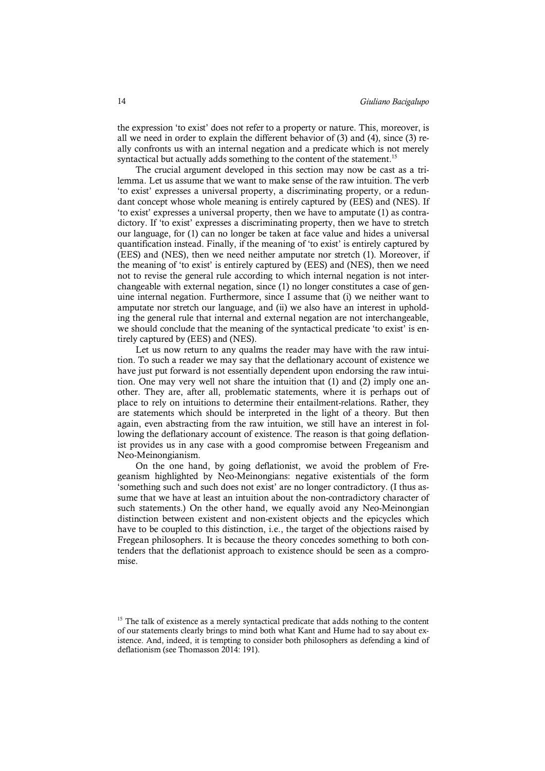the expression 'to exist' does not refer to a property or nature. This, moreover, is all we need in order to explain the different behavior of (3) and (4), since (3) really confronts us with an internal negation and a predicate which is not merely syntactical but actually adds something to the content of the statement.[15]

The crucial argument developed in this section may now be cast as a trilemma. Let us assume that we want to make sense of the raw intuition. The verb 'to exist' expresses a universal property, a discriminating property, or a redundant concept whose whole meaning is entirely captured by (EES) and (NES). If 'to exist' expresses a universal property, then we have to amputate (1) as contradictory. If 'to exist' expresses a discriminating property, then we have to stretch our language, for (1) can no longer be taken at face value and hides a universal quantification instead. Finally, if the meaning of 'to exist' is entirely captured by (EES) and (NES), then we need neither amputate nor stretch (1). Moreover, if the meaning of 'to exist' is entirely captured by (EES) and (NES), then we need not to revise the general rule according to which internal negation is not interchangeable with external negation, since (1) no longer constitutes a case of genuine internal negation. Furthermore, since I assume that (i) we neither want to amputate nor stretch our language, and (ii) we also have an interest in upholding the general rule that internal and external negation are not interchangeable, we should conclude that the meaning of the syntactical predicate 'to exist' is entirely captured by (EES) and (NES).

Let us now return to any qualms the reader may have with the raw intuition. To such a reader we may say that the deflationary account of existence we have just put forward is not essentially dependent upon endorsing the raw intuition. One may very well not share the intuition that (1) and (2) imply one another. They are, after all, problematic statements, where it is perhaps out of place to rely on intuitions to determine their entailment-relations. Rather, they are statements which should be interpreted in the light of a theory. But then again, even abstracting from the raw intuition, we still have an interest in following the deflationary account of existence. The reason is that going deflationist provides us in any case with a good compromise between Fregeanism and Neo-Meinongianism.

On the one hand, by going deflationist, we avoid the problem of Fregeanism highlighted by Neo-Meinongians: negative existentials of the form 'something such and such does not exist' are no longer contradictory. (I thus assume that we have at least an intuition about the non-contradictory character of such statements.) On the other hand, we equally avoid any Neo-Meinongian distinction between existent and non-existent objects and the epicycles which have to be coupled to this distinction, i.e., the target of the objections raised by Fregean philosophers. It is because the theory concedes something to both contenders that the deflationist approach to existence should be seen as a compromise.

[15] The talk of existence as a merely syntactical predicate that adds nothing to the content of our statements clearly brings to mind both what Kant and Hume had to say about existence. And, indeed, it is tempting to consider both philosophers as defending a kind of deflationism (see Thomasson 2014: 191).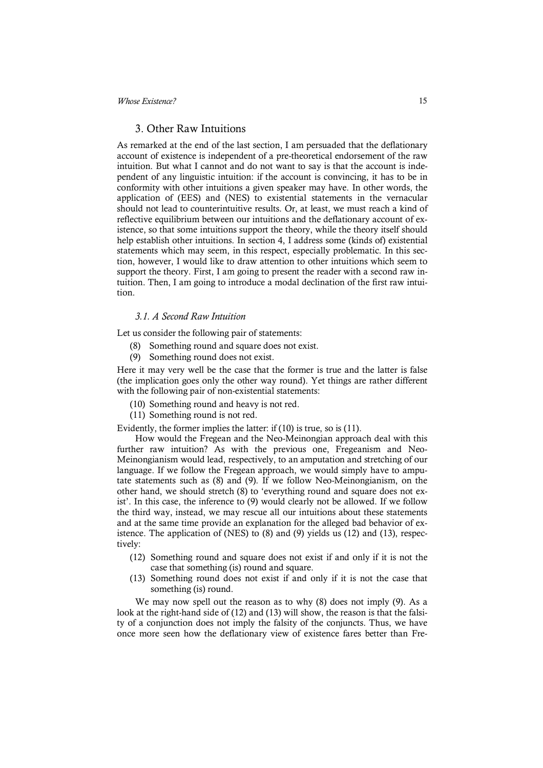## 3. Other Raw Intuitions

As remarked at the end of the last section, I am persuaded that the deflationary account of existence is independent of a pre-theoretical endorsement of the raw intuition. But what I cannot and do not want to say is that the account is independent of any linguistic intuition: if the account is convincing, it has to be in conformity with other intuitions a given speaker may have. In other words, the application of (EES) and (NES) to existential statements in the vernacular should not lead to counterintuitive results. Or, at least, we must reach a kind of reflective equilibrium between our intuitions and the deflationary account of existence, so that some intuitions support the theory, while the theory itself should help establish other intuitions. In section 4, I address some (kinds of) existential statements which may seem, in this respect, especially problematic. In this section, however, I would like to draw attention to other intuitions which seem to support the theory. First, I am going to present the reader with a second raw intuition. Then, I am going to introduce a modal declination of the first raw intuition.

### *3.1. A Second Raw Intuition*

Let us consider the following pair of statements:

(8) Something round and square does not exist.

(9) Something round does not exist.

Here it may very well be the case that the former is true and the latter is false (the implication goes only the other way round). Yet things are rather different with the following pair of non-existential statements:

(10) Something round and heavy is not red.

(11) Something round is not red.

Evidently, the former implies the latter: if (10) is true, so is (11).

How would the Fregean and the Neo-Meinongian approach deal with this further raw intuition? As with the previous one, Fregeanism and Neo-Meinongianism would lead, respectively, to an amputation and stretching of our language. If we follow the Fregean approach, we would simply have to amputate statements such as (8) and (9). If we follow Neo-Meinongianism, on the other hand, we should stretch (8) to 'everything round and square does not exist'. In this case, the inference to (9) would clearly not be allowed. If we follow the third way, instead, we may rescue all our intuitions about these statements and at the same time provide an explanation for the alleged bad behavior of existence. The application of (NES) to (8) and (9) yields us (12) and (13), respectively:

(12) Something round and square does not exist if and only if it is not the case that something (is) round and square.

(13) Something round does not exist if and only if it is not the case that something (is) round.

We may now spell out the reason as to why (8) does not imply (9). As a look at the right-hand side of (12) and (13) will show, the reason is that the falsity of a conjunction does not imply the falsity of the conjuncts. Thus, we have once more seen how the deflationary view of existence fares better than Fre-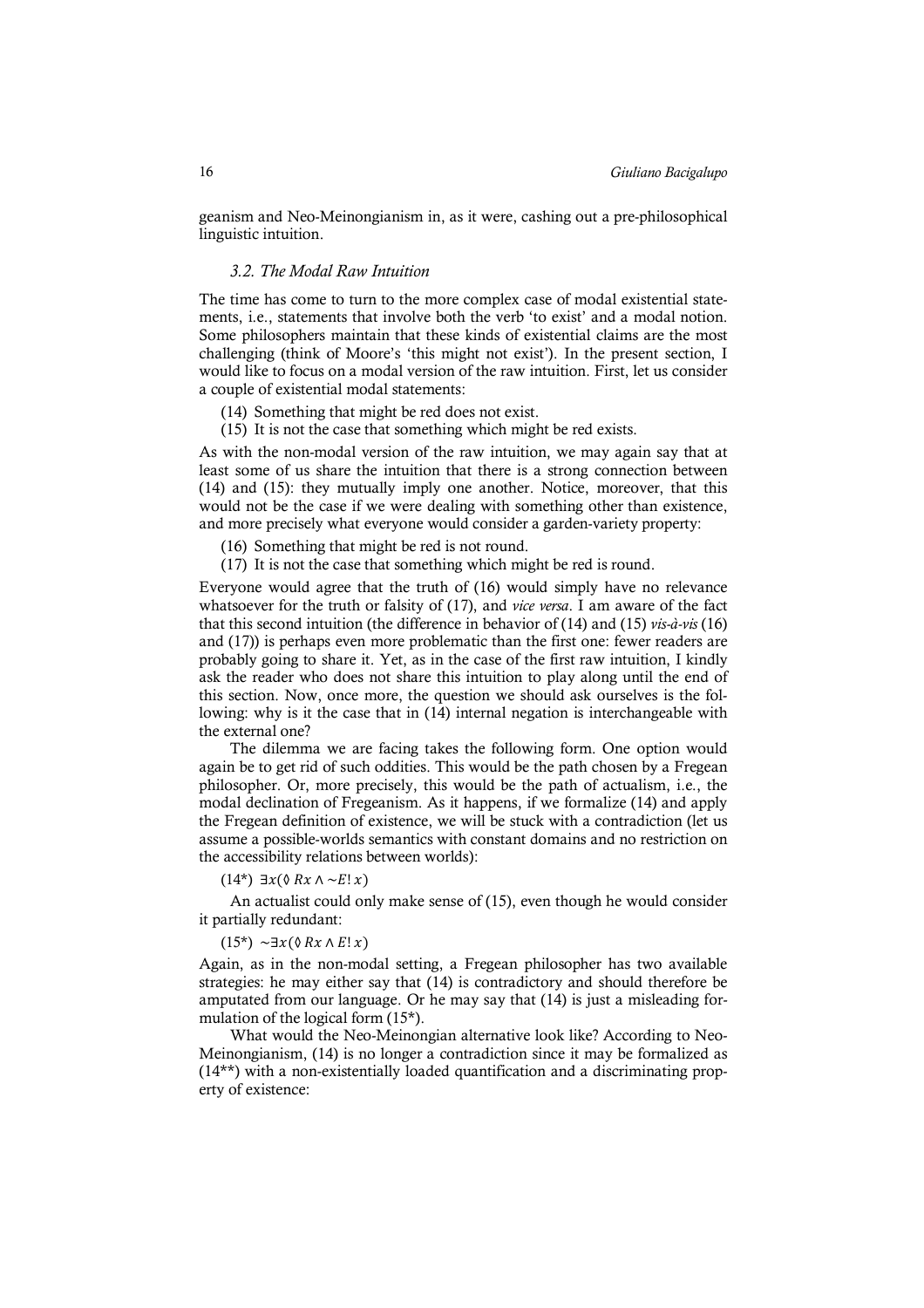geanism and Neo-Meinongianism in, as it were, cashing out a pre-philosophical linguistic intuition.

### 3.2. The Modal Raw Intuition

The time has come to turn to the more complex case of modal existential statements, i.e., statements that involve both the verb 'to exist' and a modal notion. Some philosophers maintain that these kinds of existential claims are the most challenging (think of Moore's 'this might not exist'). In the present section, I would like to focus on a modal version of the raw intuition. First, let us consider a couple of existential modal statements:

(14) Something that might be red does not exist.
(15) It is not the case that something which might be red exists.

As with the non-modal version of the raw intuition, we may again say that at least some of us share the intuition that there is a strong connection between (14) and (15): they mutually imply one another. Notice, moreover, that this would not be the case if we were dealing with something other than existence, and more precisely what everyone would consider a garden-variety property:

(16) Something that might be red is not round.
(17) It is not the case that something which might be red is round.

Everyone would agree that the truth of (16) would simply have no relevance whatsoever for the truth or falsity of (17), and *vice versa*. I am aware of the fact that this second intuition (the difference in behavior of (14) and (15) *vis-à-vis* (16) and (17)) is perhaps even more problematic than the first one: fewer readers are probably going to share it. Yet, as in the case of the first raw intuition, I kindly ask the reader who does not share this intuition to play along until the end of this section. Now, once more, the question we should ask ourselves is the following: why is it the case that in (14) internal negation is interchangeable with the external one?

The dilemma we are facing takes the following form. One option would again be to get rid of such oddities. This would be the path chosen by a Fregean philosopher. Or, more precisely, this would be the path of actualism, i.e., the modal declination of Fregeanism. As it happens, if we formalize (14) and apply the Fregean definition of existence, we will be stuck with a contradiction (let us assume a possible-worlds semantics with constant domains and no restriction on the accessibility relations between worlds):

(14*) $\exists x(\Diamond Rx \wedge \sim E!x)$

An actualist could only make sense of (15), even though he would consider it partially redundant:

(15*) $\sim\exists x(\Diamond Rx \wedge E!x)$

Again, as in the non-modal setting, a Fregean philosopher has two available strategies: he may either say that (14) is contradictory and should therefore be amputated from our language. Or he may say that (14) is just a misleading formulation of the logical form (15*).

What would the Neo-Meinongian alternative look like? According to Neo-Meinongianism, (14) is no longer a contradiction since it may be formalized as (14**) with a non-existentially loaded quantification and a discriminating property of existence: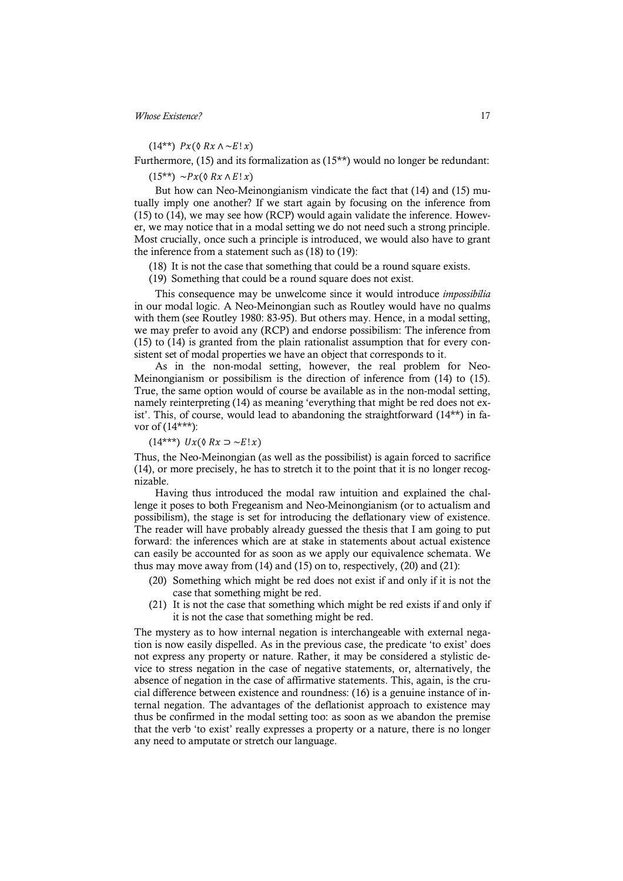(14**) $Px(\Diamond Rx \wedge {\sim}E!x)$

Furthermore, (15) and its formalization as (15**) would no longer be redundant:

(15**) ${\sim}Px(\Diamond Rx \wedge E!x)$

But how can Neo-Meinongianism vindicate the fact that (14) and (15) mutually imply one another? If we start again by focusing on the inference from (15) to (14), we may see how (RCP) would again validate the inference. However, we may notice that in a modal setting we do not need such a strong principle. Most crucially, once such a principle is introduced, we would also have to grant the inference from a statement such as (18) to (19):

(18) It is not the case that something that could be a round square exists.

(19) Something that could be a round square does not exist.

This consequence may be unwelcome since it would introduce *impossibilia* in our modal logic. A Neo-Meinongian such as Routley would have no qualms with them (see Routley 1980: 83-95). But others may. Hence, in a modal setting, we may prefer to avoid any (RCP) and endorse possibilism: The inference from (15) to (14) is granted from the plain rationalist assumption that for every consistent set of modal properties we have an object that corresponds to it.

As in the non-modal setting, however, the real problem for Neo-Meinongianism or possibilism is the direction of inference from (14) to (15). True, the same option would of course be available as in the non-modal setting, namely reinterpreting (14) as meaning 'everything that might be red does not exist'. This, of course, would lead to abandoning the straightforward (14**) in favor of (14***):

(14***) $Ux(\Diamond Rx \supset {\sim}E!x)$

Thus, the Neo-Meinongian (as well as the possibilist) is again forced to sacrifice (14), or more precisely, he has to stretch it to the point that it is no longer recognizable.

Having thus introduced the modal raw intuition and explained the challenge it poses to both Fregeanism and Neo-Meinongianism (or to actualism and possibilism), the stage is set for introducing the deflationary view of existence. The reader will have probably already guessed the thesis that I am going to put forward: the inferences which are at stake in statements about actual existence can easily be accounted for as soon as we apply our equivalence schemata. We thus may move away from (14) and (15) on to, respectively, (20) and (21):

(20) Something which might be red does not exist if and only if it is not the case that something might be red.

(21) It is not the case that something which might be red exists if and only if it is not the case that something might be red.

The mystery as to how internal negation is interchangeable with external negation is now easily dispelled. As in the previous case, the predicate 'to exist' does not express any property or nature. Rather, it may be considered a stylistic device to stress negation in the case of negative statements, or, alternatively, the absence of negation in the case of affirmative statements. This, again, is the crucial difference between existence and roundness: (16) is a genuine instance of internal negation. The advantages of the deflationist approach to existence may thus be confirmed in the modal setting too: as soon as we abandon the premise that the verb 'to exist' really expresses a property or a nature, there is no longer any need to amputate or stretch our language.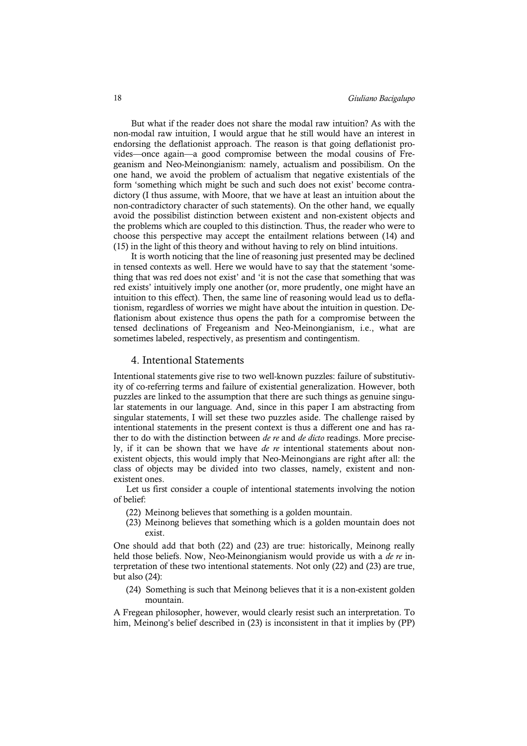But what if the reader does not share the modal raw intuition? As with the non-modal raw intuition, I would argue that he still would have an interest in endorsing the deflationist approach. The reason is that going deflationist provides—once again—a good compromise between the modal cousins of Fregeanism and Neo-Meinongianism: namely, actualism and possibilism. On the one hand, we avoid the problem of actualism that negative existentials of the form 'something which might be such and such does not exist' become contradictory (I thus assume, with Moore, that we have at least an intuition about the non-contradictory character of such statements). On the other hand, we equally avoid the possibilist distinction between existent and non-existent objects and the problems which are coupled to this distinction. Thus, the reader who were to choose this perspective may accept the entailment relations between (14) and (15) in the light of this theory and without having to rely on blind intuitions.

It is worth noticing that the line of reasoning just presented may be declined in tensed contexts as well. Here we would have to say that the statement 'something that was red does not exist' and 'it is not the case that something that was red exists' intuitively imply one another (or, more prudently, one might have an intuition to this effect). Then, the same line of reasoning would lead us to deflationism, regardless of worries we might have about the intuition in question. Deflationism about existence thus opens the path for a compromise between the tensed declinations of Fregeanism and Neo-Meinongianism, i.e., what are sometimes labeled, respectively, as presentism and contingentism.

## 4. Intentional Statements

Intentional statements give rise to two well-known puzzles: failure of substitutivity of co-referring terms and failure of existential generalization. However, both puzzles are linked to the assumption that there are such things as genuine singular statements in our language. And, since in this paper I am abstracting from singular statements, I will set these two puzzles aside. The challenge raised by intentional statements in the present context is thus a different one and has rather to do with the distinction between *de re* and *de dicto* readings. More precisely, if it can be shown that we have *de re* intentional statements about non-existent objects, this would imply that Neo-Meinongians are right after all: the class of objects may be divided into two classes, namely, existent and non-existent ones.

Let us first consider a couple of intentional statements involving the notion of belief:

(22) Meinong believes that something is a golden mountain.

(23) Meinong believes that something which is a golden mountain does not exist.

One should add that both (22) and (23) are true: historically, Meinong really held those beliefs. Now, Neo-Meinongianism would provide us with a *de re* interpretation of these two intentional statements. Not only (22) and (23) are true, but also (24):

(24) Something is such that Meinong believes that it is a non-existent golden mountain.

A Fregean philosopher, however, would clearly resist such an interpretation. To him, Meinong's belief described in (23) is inconsistent in that it implies by (PP)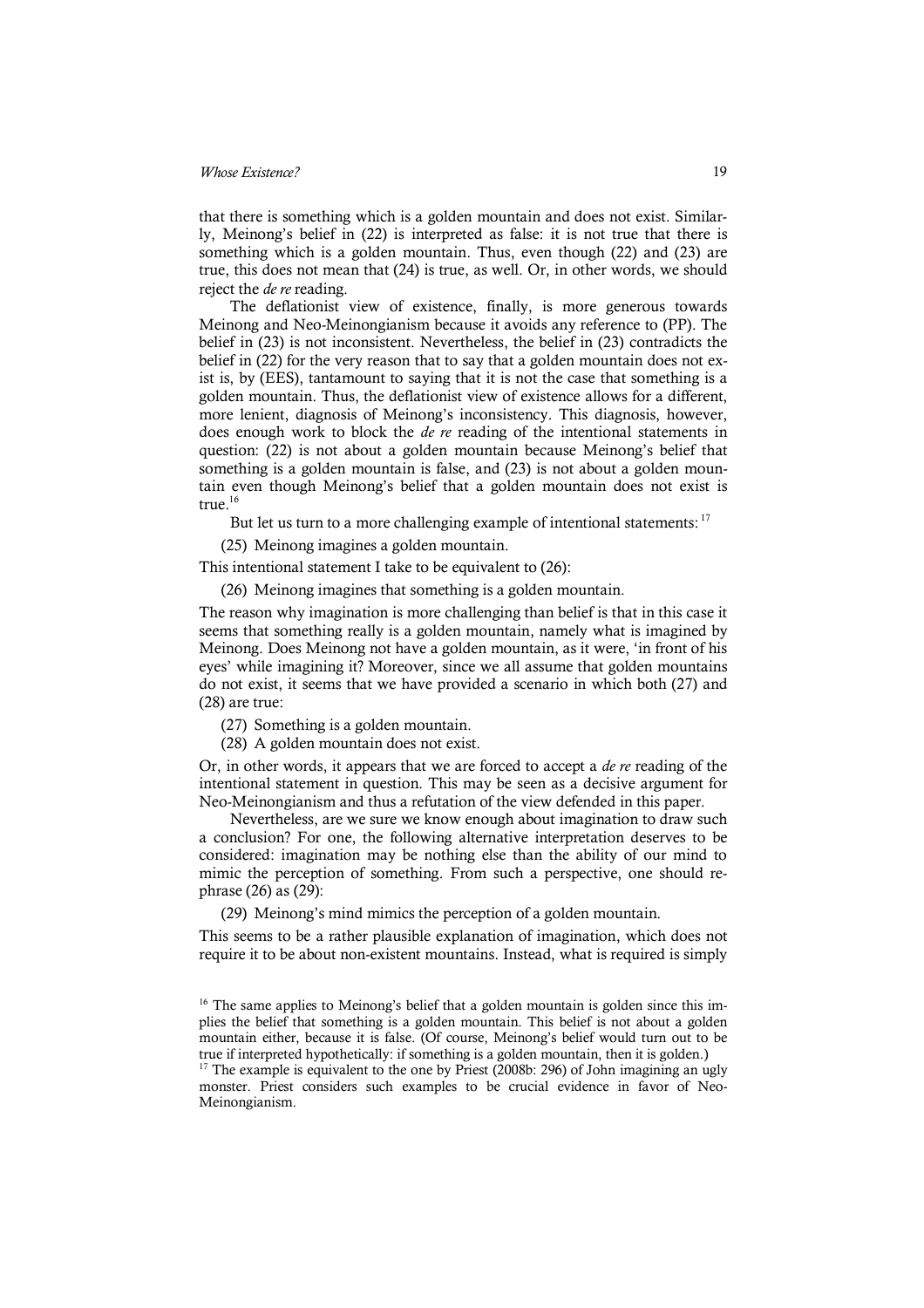that there is something which is a golden mountain and does not exist. Similarly, Meinong's belief in (22) is interpreted as false: it is not true that there is something which is a golden mountain. Thus, even though (22) and (23) are true, this does not mean that (24) is true, as well. Or, in other words, we should reject the *de re* reading.

The deflationist view of existence, finally, is more generous towards Meinong and Neo-Meinongianism because it avoids any reference to (PP). The belief in (23) is not inconsistent. Nevertheless, the belief in (23) contradicts the belief in (22) for the very reason that to say that a golden mountain does not exist is, by (EES), tantamount to saying that it is not the case that something is a golden mountain. Thus, the deflationist view of existence allows for a different, more lenient, diagnosis of Meinong's inconsistency. This diagnosis, however, does enough work to block the *de re* reading of the intentional statements in question: (22) is not about a golden mountain because Meinong's belief that something is a golden mountain is false, and (23) is not about a golden mountain even though Meinong's belief that a golden mountain does not exist is true.[16]

But let us turn to a more challenging example of intentional statements:[17]

(25) Meinong imagines a golden mountain.

This intentional statement I take to be equivalent to (26):

(26) Meinong imagines that something is a golden mountain.

The reason why imagination is more challenging than belief is that in this case it seems that something really is a golden mountain, namely what is imagined by Meinong. Does Meinong not have a golden mountain, as it were, 'in front of his eyes' while imagining it? Moreover, since we all assume that golden mountains do not exist, it seems that we have provided a scenario in which both (27) and (28) are true:

(27) Something is a golden mountain.
(28) A golden mountain does not exist.

Or, in other words, it appears that we are forced to accept a *de re* reading of the intentional statement in question. This may be seen as a decisive argument for Neo-Meinongianism and thus a refutation of the view defended in this paper.

Nevertheless, are we sure we know enough about imagination to draw such a conclusion? For one, the following alternative interpretation deserves to be considered: imagination may be nothing else than the ability of our mind to mimic the perception of something. From such a perspective, one should rephrase (26) as (29):

(29) Meinong's mind mimics the perception of a golden mountain.

This seems to be a rather plausible explanation of imagination, which does not require it to be about non-existent mountains. Instead, what is required is simply

[16] The same applies to Meinong's belief that a golden mountain is golden since this implies the belief that something is a golden mountain. This belief is not about a golden mountain either, because it is false. (Of course, Meinong's belief would turn out to be true if interpreted hypothetically: if something is a golden mountain, then it is golden.)

[17] The example is equivalent to the one by Priest (2008b: 296) of John imagining an ugly monster. Priest considers such examples to be crucial evidence in favor of Neo-Meinongianism.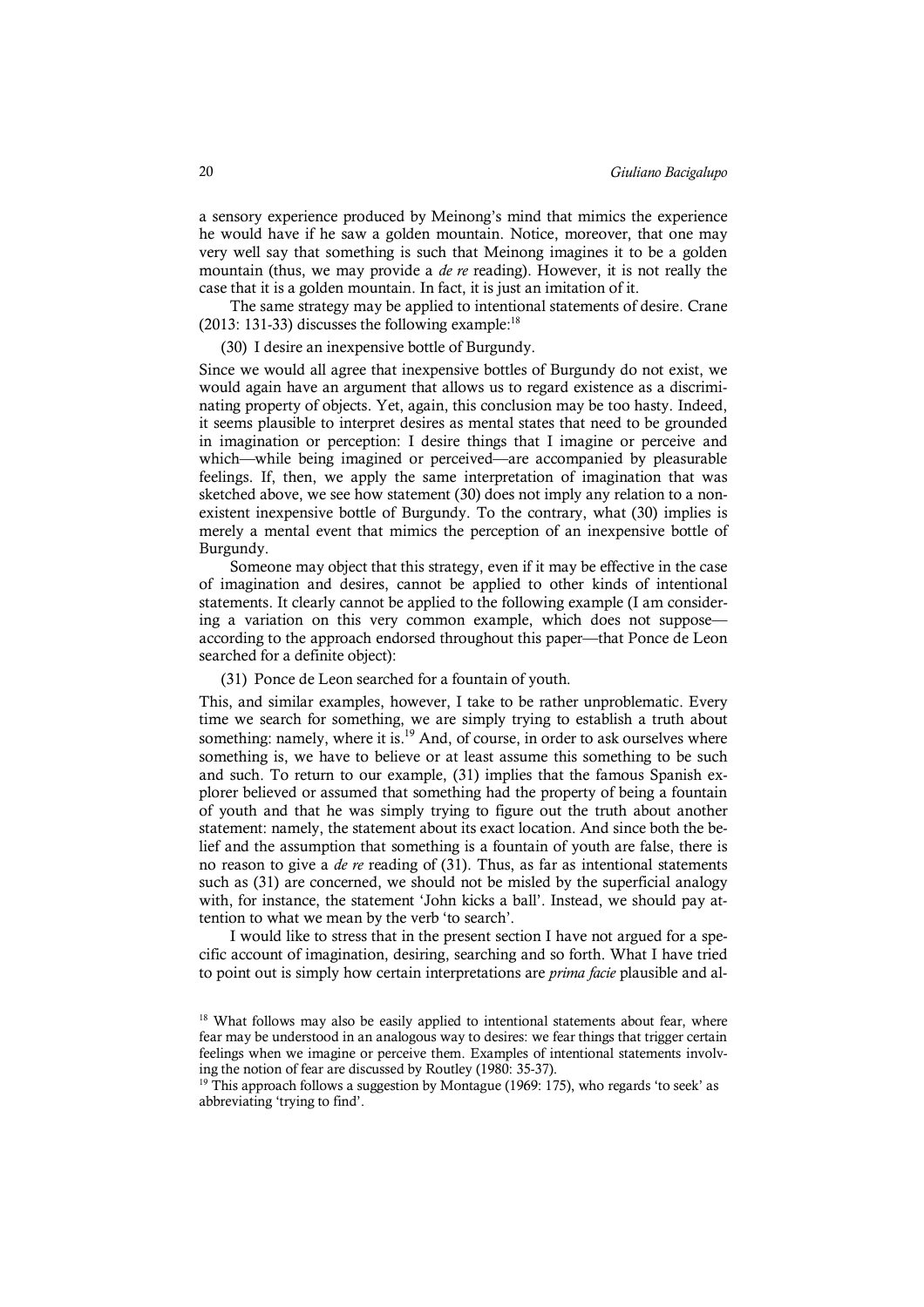a sensory experience produced by Meinong's mind that mimics the experience he would have if he saw a golden mountain. Notice, moreover, that one may very well say that something is such that Meinong imagines it to be a golden mountain (thus, we may provide a *de re* reading). However, it is not really the case that it is a golden mountain. In fact, it is just an imitation of it.

The same strategy may be applied to intentional statements of desire. Crane (2013: 131-33) discusses the following example:[18]

(30) I desire an inexpensive bottle of Burgundy.

Since we would all agree that inexpensive bottles of Burgundy do not exist, we would again have an argument that allows us to regard existence as a discriminating property of objects. Yet, again, this conclusion may be too hasty. Indeed, it seems plausible to interpret desires as mental states that need to be grounded in imagination or perception: I desire things that I imagine or perceive and which—while being imagined or perceived—are accompanied by pleasurable feelings. If, then, we apply the same interpretation of imagination that was sketched above, we see how statement (30) does not imply any relation to a non-existent inexpensive bottle of Burgundy. To the contrary, what (30) implies is merely a mental event that mimics the perception of an inexpensive bottle of Burgundy.

Someone may object that this strategy, even if it may be effective in the case of imagination and desires, cannot be applied to other kinds of intentional statements. It clearly cannot be applied to the following example (I am considering a variation on this very common example, which does not suppose—according to the approach endorsed throughout this paper—that Ponce de Leon searched for a definite object):

(31) Ponce de Leon searched for a fountain of youth.

This, and similar examples, however, I take to be rather unproblematic. Every time we search for something, we are simply trying to establish a truth about something: namely, where it is.[19] And, of course, in order to ask ourselves where something is, we have to believe or at least assume this something to be such and such. To return to our example, (31) implies that the famous Spanish explorer believed or assumed that something had the property of being a fountain of youth and that he was simply trying to figure out the truth about another statement: namely, the statement about its exact location. And since both the belief and the assumption that something is a fountain of youth are false, there is no reason to give a *de re* reading of (31). Thus, as far as intentional statements such as (31) are concerned, we should not be misled by the superficial analogy with, for instance, the statement 'John kicks a ball'. Instead, we should pay attention to what we mean by the verb 'to search'.

I would like to stress that in the present section I have not argued for a specific account of imagination, desiring, searching and so forth. What I have tried to point out is simply how certain interpretations are *prima facie* plausible and al-

---

[18] What follows may also be easily applied to intentional statements about fear, where fear may be understood in an analogous way to desires: we fear things that trigger certain feelings when we imagine or perceive them. Examples of intentional statements involving the notion of fear are discussed by Routley (1980: 35-37).

[19] This approach follows a suggestion by Montague (1969: 175), who regards 'to seek' as abbreviating 'trying to find'.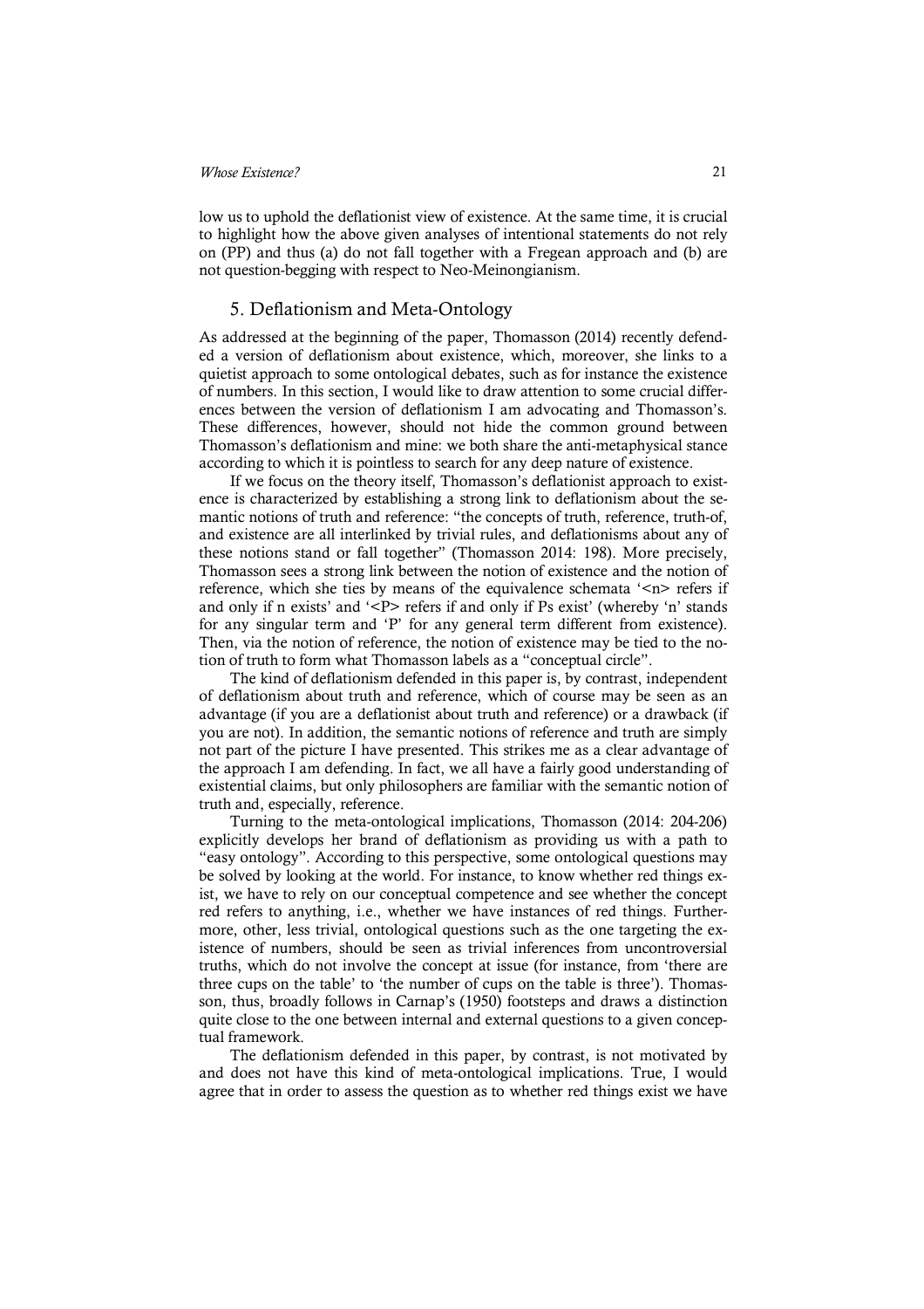low us to uphold the deflationist view of existence. At the same time, it is crucial to highlight how the above given analyses of intentional statements do not rely on (PP) and thus (a) do not fall together with a Fregean approach and (b) are not question-begging with respect to Neo-Meinongianism.

## 5. Deflationism and Meta-Ontology

As addressed at the beginning of the paper, Thomasson (2014) recently defended a version of deflationism about existence, which, moreover, she links to a quietist approach to some ontological debates, such as for instance the existence of numbers. In this section, I would like to draw attention to some crucial differences between the version of deflationism I am advocating and Thomasson's. These differences, however, should not hide the common ground between Thomasson's deflationism and mine: we both share the anti-metaphysical stance according to which it is pointless to search for any deep nature of existence.

If we focus on the theory itself, Thomasson's deflationist approach to existence is characterized by establishing a strong link to deflationism about the semantic notions of truth and reference: "the concepts of truth, reference, truth-of, and existence are all interlinked by trivial rules, and deflationisms about any of these notions stand or fall together" (Thomasson 2014: 198). More precisely, Thomasson sees a strong link between the notion of existence and the notion of reference, which she ties by means of the equivalence schemata '<n> refers if and only if n exists' and '<P> refers if and only if Ps exist' (whereby 'n' stands for any singular term and 'P' for any general term different from existence). Then, via the notion of reference, the notion of existence may be tied to the notion of truth to form what Thomasson labels as a "conceptual circle".

The kind of deflationism defended in this paper is, by contrast, independent of deflationism about truth and reference, which of course may be seen as an advantage (if you are a deflationist about truth and reference) or a drawback (if you are not). In addition, the semantic notions of reference and truth are simply not part of the picture I have presented. This strikes me as a clear advantage of the approach I am defending. In fact, we all have a fairly good understanding of existential claims, but only philosophers are familiar with the semantic notion of truth and, especially, reference.

Turning to the meta-ontological implications, Thomasson (2014: 204-206) explicitly develops her brand of deflationism as providing us with a path to "easy ontology". According to this perspective, some ontological questions may be solved by looking at the world. For instance, to know whether red things exist, we have to rely on our conceptual competence and see whether the concept red refers to anything, i.e., whether we have instances of red things. Furthermore, other, less trivial, ontological questions such as the one targeting the existence of numbers, should be seen as trivial inferences from uncontroversial truths, which do not involve the concept at issue (for instance, from 'there are three cups on the table' to 'the number of cups on the table is three'). Thomasson, thus, broadly follows in Carnap's (1950) footsteps and draws a distinction quite close to the one between internal and external questions to a given conceptual framework.

The deflationism defended in this paper, by contrast, is not motivated by and does not have this kind of meta-ontological implications. True, I would agree that in order to assess the question as to whether red things exist we have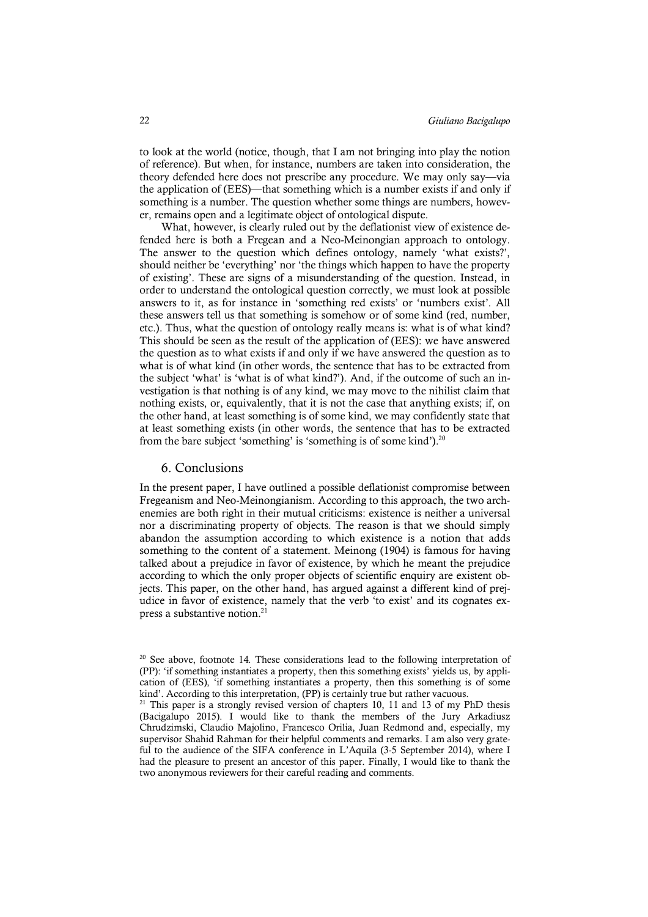to look at the world (notice, though, that I am not bringing into play the notion of reference). But when, for instance, numbers are taken into consideration, the theory defended here does not prescribe any procedure. We may only say—via the application of (EES)—that something which is a number exists if and only if something is a number. The question whether some things are numbers, however, remains open and a legitimate object of ontological dispute.

What, however, is clearly ruled out by the deflationist view of existence defended here is both a Fregean and a Neo-Meinongian approach to ontology. The answer to the question which defines ontology, namely 'what exists?', should neither be 'everything' nor 'the things which happen to have the property of existing'. These are signs of a misunderstanding of the question. Instead, in order to understand the ontological question correctly, we must look at possible answers to it, as for instance in 'something red exists' or 'numbers exist'. All these answers tell us that something is somehow or of some kind (red, number, etc.). Thus, what the question of ontology really means is: what is of what kind? This should be seen as the result of the application of (EES): we have answered the question as to what exists if and only if we have answered the question as to what is of what kind (in other words, the sentence that has to be extracted from the subject 'what' is 'what is of what kind?'). And, if the outcome of such an investigation is that nothing is of any kind, we may move to the nihilist claim that nothing exists, or, equivalently, that it is not the case that anything exists; if, on the other hand, at least something is of some kind, we may confidently state that at least something exists (in other words, the sentence that has to be extracted from the bare subject 'something' is 'something is of some kind').[20]

## 6. Conclusions

In the present paper, I have outlined a possible deflationist compromise between Fregeanism and Neo-Meinongianism. According to this approach, the two arch-enemies are both right in their mutual criticisms: existence is neither a universal nor a discriminating property of objects. The reason is that we should simply abandon the assumption according to which existence is a notion that adds something to the content of a statement. Meinong (1904) is famous for having talked about a prejudice in favor of existence, by which he meant the prejudice according to which the only proper objects of scientific enquiry are existent objects. This paper, on the other hand, has argued against a different kind of prejudice in favor of existence, namely that the verb 'to exist' and its cognates express a substantive notion.[21]

[20] See above, footnote 14. These considerations lead to the following interpretation of (PP): 'if something instantiates a property, then this something exists' yields us, by application of (EES), 'if something instantiates a property, then this something is of some kind'. According to this interpretation, (PP) is certainly true but rather vacuous.

[21] This paper is a strongly revised version of chapters 10, 11 and 13 of my PhD thesis (Bacigalupo 2015). I would like to thank the members of the Jury Arkadiusz Chrudzimski, Claudio Majolino, Francesco Orilia, Juan Redmond and, especially, my supervisor Shahid Rahman for their helpful comments and remarks. I am also very grateful to the audience of the SIFA conference in L'Aquila (3-5 September 2014), where I had the pleasure to present an ancestor of this paper. Finally, I would like to thank the two anonymous reviewers for their careful reading and comments.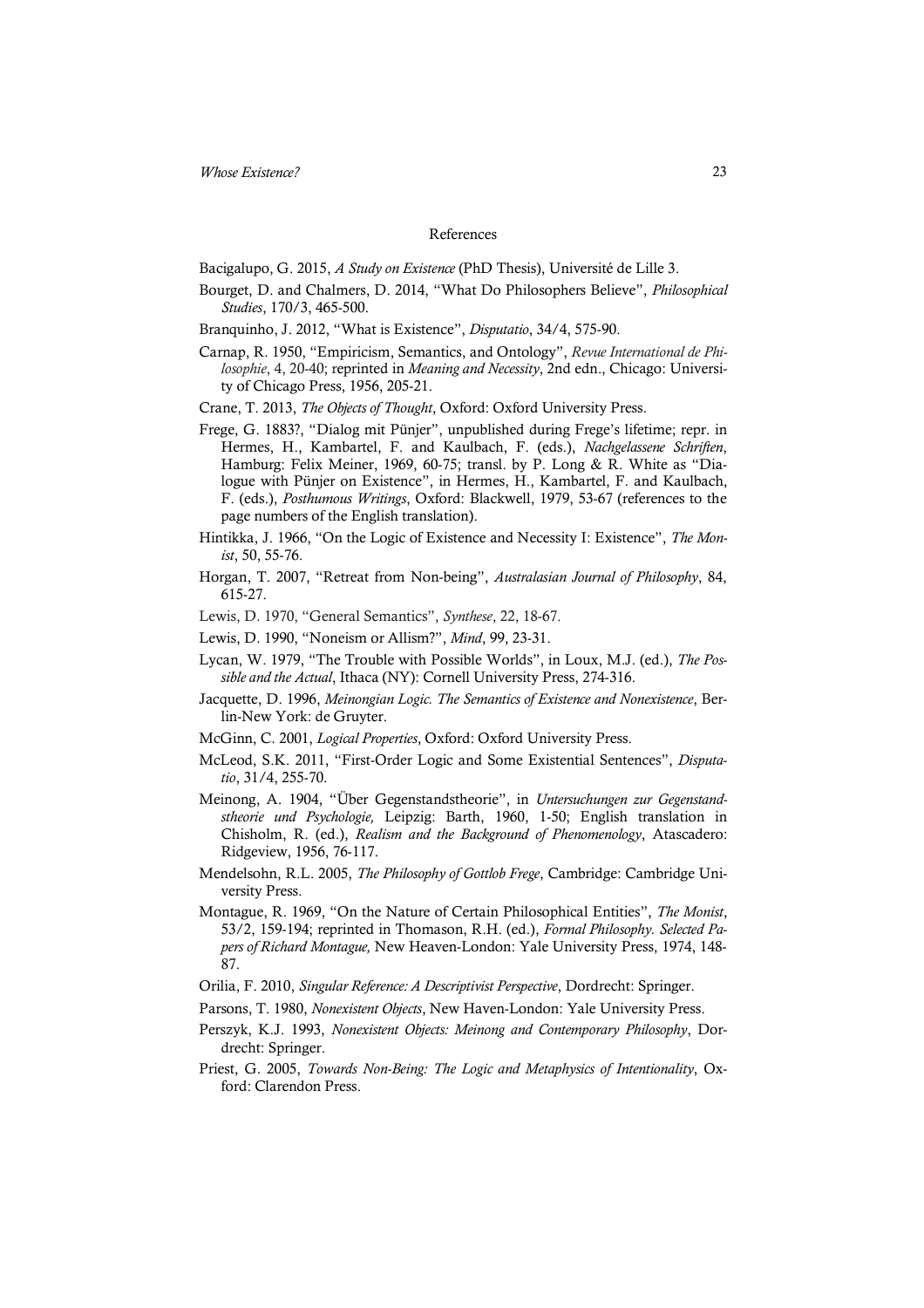## References

Bacigalupo, G. 2015, *A Study on Existence* (PhD Thesis), Université de Lille 3.

Bourget, D. and Chalmers, D. 2014, "What Do Philosophers Believe", *Philosophical Studies*, 170/3, 465-500.

Branquinho, J. 2012, "What is Existence", *Disputatio*, 34/4, 575-90.

Carnap, R. 1950, "Empiricism, Semantics, and Ontology", *Revue International de Philosophie*, 4, 20-40; reprinted in *Meaning and Necessity*, 2nd edn., Chicago: University of Chicago Press, 1956, 205-21.

Crane, T. 2013, *The Objects of Thought*, Oxford: Oxford University Press.

Frege, G. 1883?, "Dialog mit Pünjer", unpublished during Frege's lifetime; repr. in Hermes, H., Kambartel, F. and Kaulbach, F. (eds.), *Nachgelassene Schriften*, Hamburg: Felix Meiner, 1969, 60-75; transl. by P. Long & R. White as "Dialogue with Pünjer on Existence", in Hermes, H., Kambartel, F. and Kaulbach, F. (eds.), *Posthumous Writings*, Oxford: Blackwell, 1979, 53-67 (references to the page numbers of the English translation).

Hintikka, J. 1966, "On the Logic of Existence and Necessity I: Existence", *The Monist*, 50, 55-76.

Horgan, T. 2007, "Retreat from Non-being", *Australasian Journal of Philosophy*, 84, 615-27.

Lewis, D. 1970, "General Semantics", *Synthese*, 22, 18-67.

Lewis, D. 1990, "Noneism or Allism?", *Mind*, 99, 23-31.

Lycan, W. 1979, "The Trouble with Possible Worlds", in Loux, M.J. (ed.), *The Possible and the Actual*, Ithaca (NY): Cornell University Press, 274-316.

Jacquette, D. 1996, *Meinongian Logic. The Semantics of Existence and Nonexistence*, Berlin-New York: de Gruyter.

McGinn, C. 2001, *Logical Properties*, Oxford: Oxford University Press.

McLeod, S.K. 2011, "First-Order Logic and Some Existential Sentences", *Disputatio*, 31/4, 255-70.

Meinong, A. 1904, "Über Gegenstandstheorie", in *Untersuchungen zur Gegenstandstheorie und Psychologie,* Leipzig: Barth, 1960, 1-50; English translation in Chisholm, R. (ed.), *Realism and the Background of Phenomenology*, Atascadero: Ridgeview, 1956, 76-117.

Mendelsohn, R.L. 2005, *The Philosophy of Gottlob Frege*, Cambridge: Cambridge University Press.

Montague, R. 1969, "On the Nature of Certain Philosophical Entities", *The Monist*, 53/2, 159-194; reprinted in Thomason, R.H. (ed.), *Formal Philosophy. Selected Papers of Richard Montague,* New Heaven-London: Yale University Press, 1974, 148-87.

Orilia, F. 2010, *Singular Reference: A Descriptivist Perspective*, Dordrecht: Springer.

Parsons, T. 1980, *Nonexistent Objects*, New Haven-London: Yale University Press.

Perszyk, K.J. 1993, *Nonexistent Objects: Meinong and Contemporary Philosophy*, Dordrecht: Springer.

Priest, G. 2005, *Towards Non-Being: The Logic and Metaphysics of Intentionality*, Oxford: Clarendon Press.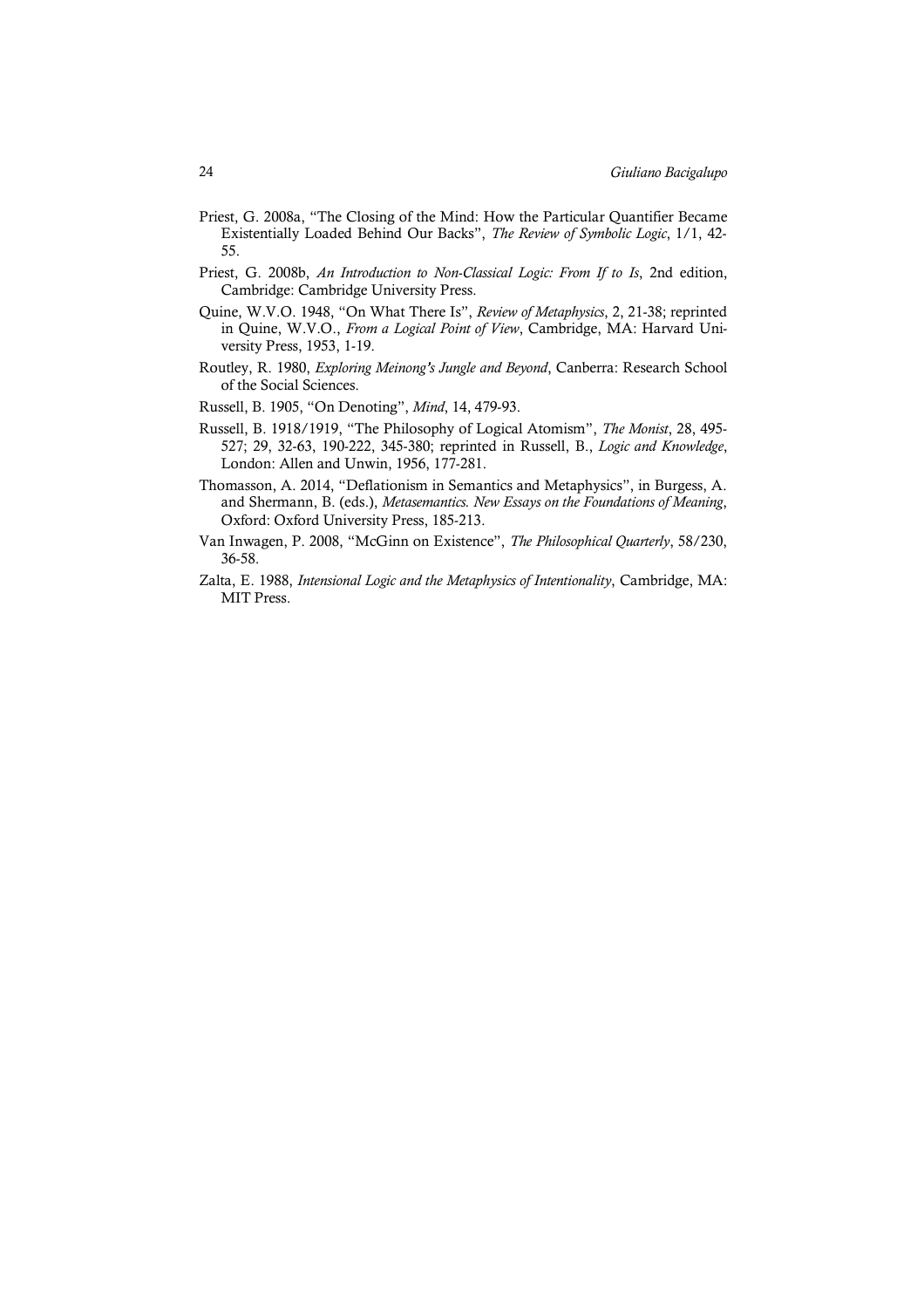Priest, G. 2008a, "The Closing of the Mind: How the Particular Quantifier Became Existentially Loaded Behind Our Backs", *The Review of Symbolic Logic*, 1/1, 42-55.

Priest, G. 2008b, *An Introduction to Non-Classical Logic: From If to Is*, 2nd edition, Cambridge: Cambridge University Press.

Quine, W.V.O. 1948, "On What There Is", *Review of Metaphysics*, 2, 21-38; reprinted in Quine, W.V.O., *From a Logical Point of View*, Cambridge, MA: Harvard University Press, 1953, 1-19.

Routley, R. 1980, *Exploring Meinong's Jungle and Beyond*, Canberra: Research School of the Social Sciences.

Russell, B. 1905, "On Denoting", *Mind*, 14, 479-93.

Russell, B. 1918/1919, "The Philosophy of Logical Atomism", *The Monist*, 28, 495-527; 29, 32-63, 190-222, 345-380; reprinted in Russell, B., *Logic and Knowledge*, London: Allen and Unwin, 1956, 177-281.

Thomasson, A. 2014, "Deflationism in Semantics and Metaphysics", in Burgess, A. and Shermann, B. (eds.), *Metasemantics. New Essays on the Foundations of Meaning*, Oxford: Oxford University Press, 185-213.

Van Inwagen, P. 2008, "McGinn on Existence", *The Philosophical Quarterly*, 58/230, 36-58.

Zalta, E. 1988, *Intensional Logic and the Metaphysics of Intentionality*, Cambridge, MA: MIT Press.